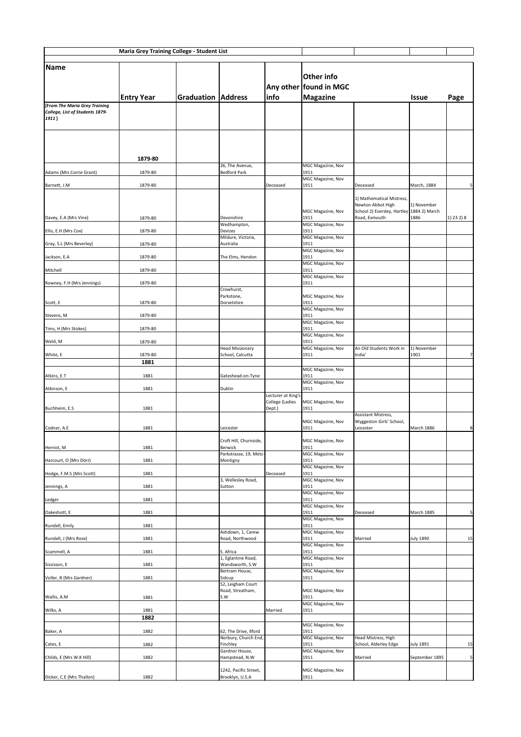| Maria Grey Training College - Student List | | | | | | | | |
|---|---|---|---|---|---|---|---|---|
| **Name** | **Entry Year** | **Graduation** | **Address** | **Any other info** | **Other info found in MGC Magazine** | | **Issue** | **Page** |
| [From *The Maria Grey Training College, List of Students 1879-1911*] | | | | | | | | |
| | **1879-80** | | | | | | | |
| Adams (Mrs Corrie Grant) | 1879-80 | | 26, The Avenue, Bedford Park | | MGC Magazine, Nov 1911 | | | |
| Barnett, J.M | 1879-80 | | | Deceased | MGC Magazine, Nov 1911 | Deceased | March, 1884 | 5 |
| Davey, E.A (Mrs Vine) | 1879-80 | | Devonshire | | MGC Magazine, Nov 1911 | 1) Mathematical Mistress, Newton Abbot High School 2) Eversley, Hartley Road, Exmouth | 1) November 1884 2) March 1886 | 1) 23 2) 8 |
| Ellis, E.H (Mrs Cox) | 1879-80 | | Wedhampton, Devizes | | MGC Magazine, Nov 1911 | | | |
| Gray, S.L (Mrs Beverley) | 1879-80 | | Mildure, Victoria, Australia | | MGC Magazine, Nov 1911 | | | |
| Jackson, E.A | 1879-80 | | The Elms, Hendon | | MGC Magazine, Nov 1911 | | | |
| Mitchell | 1879-80 | | | | MGC Magazine, Nov 1911 | | | |
| Rowney, F.H (Mrs Jennings) | 1879-80 | | | | MGC Magazine, Nov 1911 | | | |
| Scott, E | 1879-80 | | Crowhurst, Parkstone, Dorsetshire | | MGC Magazine, Nov 1911 | | | |
| Stevens, M | 1879-80 | | | | MGC Magazine, Nov 1911 | | | |
| Tims, H (Mrs Stokes) | 1879-80 | | | | MGC Magazine, Nov 1911 | | | |
| Weld, M | 1879-80 | | | | MGC Magazine, Nov 1911 | | | |
| White, E | 1879-80 | | Head Missionary School, Calcutta | | MGC Magazine, Nov 1911 | An Old Students Work in India' | 1) November 1901 | 7 |
| | **1881** | | | | | | | |
| Atkins, E.T | 1881 | | Gateshead-on-Tyne | | MGC Magazine, Nov 1911 | | | |
| Atkinson, E | 1881 | | Dublin | | MGC Magazine, Nov 1911 | | | |
| Buchheim, E.S | 1881 | | | Lecturer at King's College (Ladies Dept.) | MGC Magazine, Nov 1911 | | | |
| Codner, A.E | 1881 | | Leicester | | MGC Magazine, Nov 1911 | Assistant Mistress, Wyggeston Girls' School, Leicester | March 1886 | 8 |
| Herriot, M | 1881 | | Croft Hill, Churnside, Berwick | | MGC Magazine, Nov 1911 | | | |
| Harcourt, O (Mrs Dörr) | 1881 | | Parkstrasse, 19, Metz-Montigny | | MGC Magazine, Nov 1911 | | | |
| Hodge, F.M.S (Mrs Scott) | 1881 | | | Deceased | MGC Magazine, Nov 1911 | | | |
| Jennings, A | 1881 | | 3, Wellesley Road, Sutton | | MGC Magazine, Nov 1911 | | | |
| Ledger | 1881 | | | | MGC Magazine, Nov 1911 | | | |
| Oakeshott, E | 1881 | | | | MGC Magazine, Nov 1911 | Deceased | March 1885 | 5 |
| Rundell, Emily | 1881 | | | | MGC Magazine, Nov 1911 | | | |
| Rundell, J (Mrs Rose) | 1881 | | Ashdown, 1, Carew Road, Northwood | | MGC Magazine, Nov 1911 | Married | July 1890 | 15 |
| Scammell, A | 1881 | | S. Africa | | MGC Magazine, Nov 1911 | | | |
| Sississon, E | 1881 | | 1, Eglantine Road, Wandsworth, S.W | | MGC Magazine, Nov 1911 | | | |
| Voller, B (Mrs Gardner) | 1881 | | Bertram House, Sidcup | | MGC Magazine, Nov 1911 | | | |
| Wallis, A.M | 1881 | | 52, Leigham Court Road, Streatham, S.W | | MGC Magazine, Nov 1911 | | | |
| Wilks, A | 1881 | | | Married | MGC Magazine, Nov 1911 | | | |
| | **1882** | | | | | | | |
| Baker, A | 1882 | | 62, The Drive, Ilford | | MGC Magazine, Nov 1911 | | | |
| Cates, E | 1882 | | Norbury, Church End, Finchley | | MGC Magazine, Nov 1911 | Head Mistress, High School, Alderley Edge | July 1891 | 15 |
| Childs, E (Mrs W.K Hill) | 1882 | | Gardnor House, Hampstead, N.W | | MGC Magazine, Nov 1911 | Married | September 1895 | 5 |
| Dicker, C.E (Mrs Thallon) | 1882 | | 1242, Pacific Street, Brooklyn, U.S.A | | MGC Magazine, Nov 1911 | | | |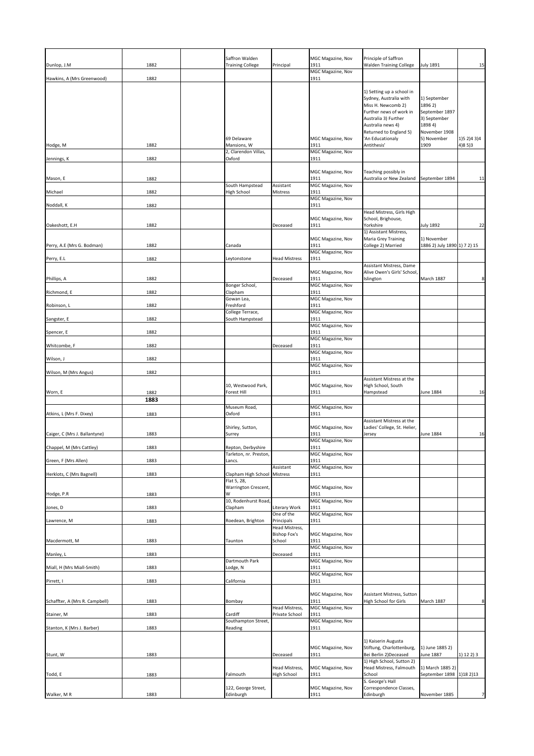| | | | | | | | | |
|---|---|---|---|---|---|---|---|---|
| Dunlop, J.M | 1882 | | Saffron Walden Training College | Principal | MGC Magazine, Nov 1911 | Principle of Saffron Walden Training College | July 1891 | 15 |
| Hawkins, A (Mrs Greenwood) | 1882 | | | | MGC Magazine, Nov 1911 | | | |
| Hodge, M | 1882 | | 69 Delaware Mansions, W | | MGC Magazine, Nov 1911 | 1) Setting up a school in Sydney, Australia with Miss H. Newcomb 2) Further news of work in Australia 3) Further Australia news 4) Returned to England 5) 'An Educationaly Antithesis' | 1) September 1896 2) September 1897 3) September 1898 4) November 1908 5) November 1909 | 1)5 2)4 3)4 4)8 5)3 |
| Jennings, K | 1882 | | 2, Clarendon Villas, Oxford | | MGC Magazine, Nov 1911 | | | |
| Mason, E | 1882 | | | | MGC Magazine, Nov 1911 | Teaching possibly in Australia or New Zealand | September 1894 | 11 |
| Michael | 1882 | | South Hampstead High School | Assistant Mistress | MGC Magazine, Nov 1911 | | | |
| Noddall, K | 1882 | | | | MGC Magazine, Nov 1911 | | | |
| Oakeshott, E.H | 1882 | | | Deceased | MGC Magazine, Nov 1911 | Head Mistress, Girls High School, Brighouse, Yorkshire | July 1892 | 22 |
| Perry, A.E (Mrs G. Bodman) | 1882 | | Canada | | MGC Magazine, Nov 1911 | 1) Assistant Mistress, Maria Grey Training College 2) Married | 1) November 1886 2) July 1890 | 1) 7 2) 15 |
| Perry, E.L | 1882 | | Leytonstone | Head Mistress | MGC Magazine, Nov 1911 | | | |
| Phillips, A | 1882 | | | Deceased | MGC Magazine, Nov 1911 | Assistant Mistress, Dame Alive Owen's Girls' School, Islington | March 1887 | 8 |
| Richmond, E | 1882 | | Bonger School, Clapham | | MGC Magazine, Nov 1911 | | | |
| Robinson, L | 1882 | | Gowan Lea, Freshford | | MGC Magazine, Nov 1911 | | | |
| Sangster, E | 1882 | | College Terrace, South Hampstead | | MGC Magazine, Nov 1911 | | | |
| Spencer, E | 1882 | | | | MGC Magazine, Nov 1911 | | | |
| Whitcombe, F | 1882 | | | Deceased | MGC Magazine, Nov 1911 | | | |
| Wilson, J | 1882 | | | | MGC Magazine, Nov 1911 | | | |
| Wilson, M (Mrs Angus) | 1882 | | | | MGC Magazine, Nov 1911 | | | |
| Worn, E | 1882 | | 10, Westwood Park, Forest Hill | | MGC Magazine, Nov 1911 | Assistant Mistress at the High School, South Hampstead | June 1884 | 16 |
| | **1883** | | | | | | | |
| Atkins, L (Mrs F. Dixey) | 1883 | | Museum Road, Oxford | | MGC Magazine, Nov 1911 | | | |
| Caiger, C (Mrs J. Ballantyne) | 1883 | | Shirley, Sutton, Surrey | | MGC Magazine, Nov 1911 | Assistant Mistress at the Ladies' College, St. Helier, Jersey | June 1884 | 16 |
| Chappel, M (Mrs Cattley) | 1883 | | Repton, Derbyshire | | MGC Magazine, Nov 1911 | | | |
| Green, F (Mrs Allen) | 1883 | | Tarleton, nr. Preston, Lancs. | | MGC Magazine, Nov 1911 | | | |
| Herklots, C (Mrs Bagnell) | 1883 | | Clapham High School | Assistant Mistress | MGC Magazine, Nov 1911 | | | |
| Hodge, P.R | 1883 | | Flat 5, 28, Warrington Crescent, W | | MGC Magazine, Nov 1911 | | | |
| Jones, D | 1883 | | 10, Rodenhurst Road, Clapham | Literary Work | MGC Magazine, Nov 1911 | | | |
| Lawrence, M | 1883 | | Roedean, Brighton | One of the Principals | MGC Magazine, Nov 1911 | | | |
| Macdermott, M | 1883 | | Taunton | Head Mistress, Bishop Fox's School | MGC Magazine, Nov 1911 | | | |
| Manley, L | 1883 | | | Deceased | MGC Magazine, Nov 1911 | | | |
| Miall, H (Mrs Miall-Smith) | 1883 | | Dartmouth Park Lodge, N | | MGC Magazine, Nov 1911 | | | |
| Pirrett, I | 1883 | | California | | MGC Magazine, Nov 1911 | | | |
| Schaffter, A (Mrs R. Campbell) | 1883 | | Bombay | | MGC Magazine, Nov 1911 | Assistant Mistress, Sutton High School for Girls | March 1887 | 8 |
| Stainer, M | 1883 | | Cardiff | Head Mistress, Private School | MGC Magazine, Nov 1911 | | | |
| Stanton, K (Mrs J. Barber) | 1883 | | Southampton Street, Reading | | MGC Magazine, Nov 1911 | | | |
| Stunt, W | 1883 | | | Deceased | MGC Magazine, Nov 1911 | 1) Kaiserin Augusta Stiftung, Charlottenburg, Bei Berlin 2)Deceased | 1) June 1885 2) June 1887 | 1) 12 2) 3 |
| Todd, E | 1883 | | Falmouth | Head Mistress, High School | MGC Magazine, Nov 1911 | 1) High School, Sutton 2) Head Mistress, Falmouth School | 1) March 1885 2) September 1898 | 1)18 2)13 |
| Walker, M R | 1883 | | 122, George Street, Edinburgh | | MGC Magazine, Nov 1911 | S. George's Hall Correspondence Classes, Edinburgh | November 1885 | 7 |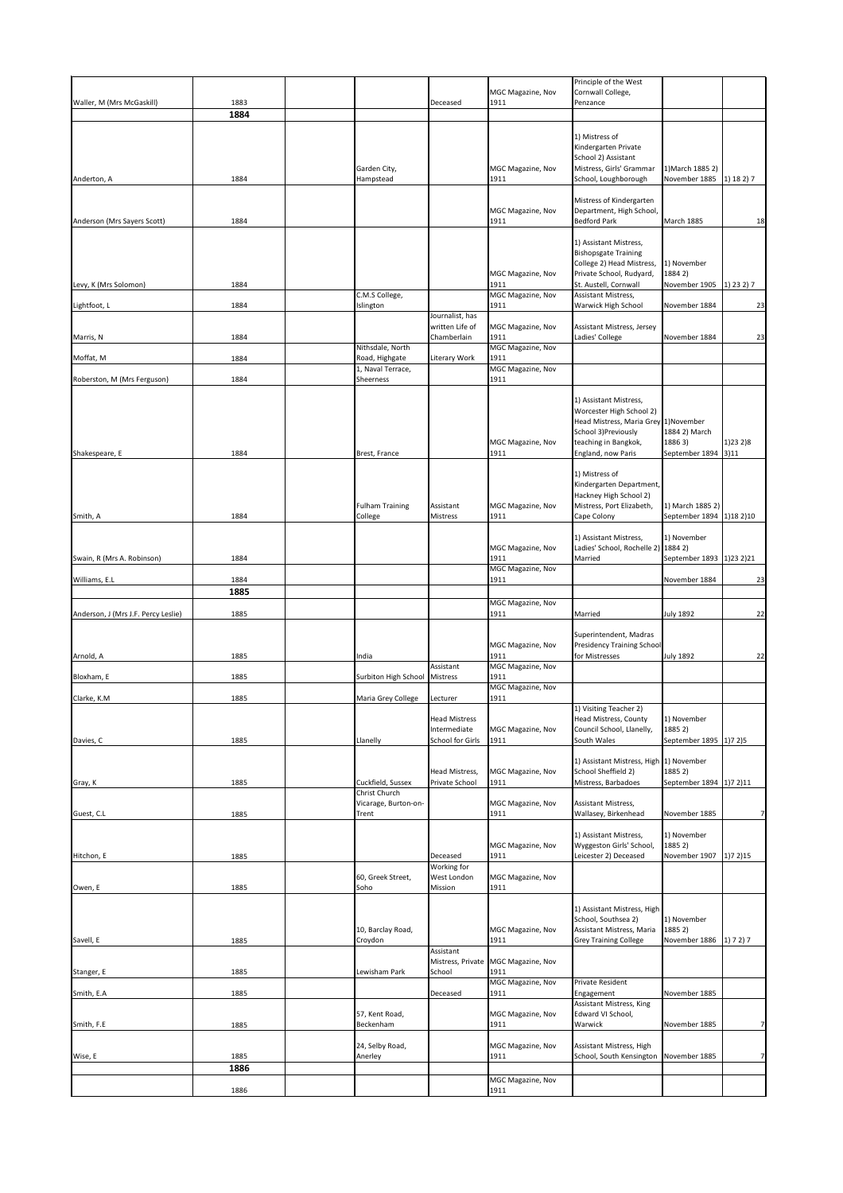| | | | | | | | | |
|---|---|---|---|---|---|---|---|---|
| Waller, M (Mrs McGaskill) | 1883 | | | Deceased | MGC Magazine, Nov 1911 | Principle of the West Cornwall College, Penzance | | |
| | **1884** | | | | | | | |
| Anderton, A | 1884 | | Garden City, Hampstead | | MGC Magazine, Nov 1911 | 1) Mistress of Kindergarten Private School 2) Assistant Mistress, Girls' Grammar School, Loughborough | 1)March 1885 2) November 1885 | 1) 18 2) 7 |
| Anderson (Mrs Sayers Scott) | 1884 | | | | MGC Magazine, Nov 1911 | Mistress of Kindergarten Department, High School, Bedford Park | March 1885 | 18 |
| Levy, K (Mrs Solomon) | 1884 | | | | MGC Magazine, Nov 1911 | 1) Assistant Mistress, Bishopsgate Training College 2) Head Mistress, Private School, Rudyard, St. Austell, Cornwall | 1) November 1884 2) November 1905 | 1) 23 2) 7 |
| Lightfoot, L | 1884 | | C.M.S College, Islington | | MGC Magazine, Nov 1911 | Assistant Mistress, Warwick High School | November 1884 | 23 |
| Marris, N | 1884 | | | Journalist, has written Life of Chamberlain | MGC Magazine, Nov 1911 | Assistant Mistress, Jersey Ladies' College | November 1884 | 23 |
| Moffat, M | 1884 | | Nithsdale, North Road, Highgate | Literary Work | MGC Magazine, Nov 1911 | | | |
| Roberston, M (Mrs Ferguson) | 1884 | | 1, Naval Terrace, Sheerness | | MGC Magazine, Nov 1911 | | | |
| Shakespeare, E | 1884 | | Brest, France | | MGC Magazine, Nov 1911 | 1) Assistant Mistress, Worcester High School 2) Head Mistress, Maria Grey School 3)Previously teaching in Bangkok, England, now Paris | 1)November 1884 2) March 1886 3) September 1894 | 1)23 2)8 3)11 |
| Smith, A | 1884 | | Fulham Training College | Assistant Mistress | MGC Magazine, Nov 1911 | 1) Mistress of Kindergarten Department, Hackney High School 2) Mistress, Port Elizabeth, Cape Colony | 1) March 1885 2) September 1894 | 1)18 2)10 |
| Swain, R (Mrs A. Robinson) | 1884 | | | | MGC Magazine, Nov 1911 | 1) Assistant Mistress, Ladies' School, Rochelle 2) Married | 1) November 1884 2) September 1893 | 1)23 2)21 |
| Williams, E.L | 1884 | | | | MGC Magazine, Nov 1911 | | November 1884 | 23 |
| | **1885** | | | | | | | |
| Anderson, J (Mrs J.F. Percy Leslie) | 1885 | | | | MGC Magazine, Nov 1911 | Married | July 1892 | 22 |
| Arnold, A | 1885 | | India | | MGC Magazine, Nov 1911 | Superintendent, Madras Presidency Training School for Mistresses | July 1892 | 22 |
| Bloxham, E | 1885 | | Surbiton High School | Assistant Mistress | MGC Magazine, Nov 1911 | | | |
| Clarke, K.M | 1885 | | Maria Grey College | Lecturer | MGC Magazine, Nov 1911 | | | |
| Davies, C | 1885 | | Llanelly | Head Mistress Intermediate School for Girls | MGC Magazine, Nov 1911 | 1) Visiting Teacher 2) Head Mistress, County Council School, Llanelly, South Wales | 1) November 1885 2) September 1895 | 1)7 2)5 |
| Gray, K | 1885 | | Cuckfield, Sussex | Head Mistress, Private School | MGC Magazine, Nov 1911 | 1) Assistant Mistress, High School Sheffield 2) Mistress, Barbadoes | 1) November 1885 2) September 1894 | 1)7 2)11 |
| Guest, C.L | 1885 | | Christ Church Vicarage, Burton-on-Trent | | MGC Magazine, Nov 1911 | Assistant Mistress, Wallasey, Birkenhead | November 1885 | 7 |
| Hitchon, E | 1885 | | | Deceased | MGC Magazine, Nov 1911 | 1) Assistant Mistress, Wyggeston Girls' School, Leicester 2) Deceased | 1) November 1885 2) November 1907 | 1)7 2)15 |
| Owen, E | 1885 | | 60, Greek Street, Soho | Working for West London Mission | MGC Magazine, Nov 1911 | | | |
| Savell, E | 1885 | | 10, Barclay Road, Croydon | | MGC Magazine, Nov 1911 | 1) Assistant Mistress, High School, Southsea 2) Assistant Mistress, Maria Grey Training College | 1) November 1885 2) November 1886 | 1) 7 2) 7 |
| Stanger, E | 1885 | | Lewisham Park | Assistant Mistress, Private School | MGC Magazine, Nov 1911 | | | |
| Smith, E.A | 1885 | | | Deceased | MGC Magazine, Nov 1911 | Private Resident Engagement | November 1885 | |
| Smith, F.E | 1885 | | 57, Kent Road, Beckenham | | MGC Magazine, Nov 1911 | Assistant Mistress, King Edward VI School, Warwick | November 1885 | 7 |
| Wise, E | 1885 | | 24, Selby Road, Anerley | | MGC Magazine, Nov 1911 | Assistant Mistress, High School, South Kensington | November 1885 | 7 |
| | **1886** | | | | | | | |
| | 1886 | | | | MGC Magazine, Nov 1911 | | | |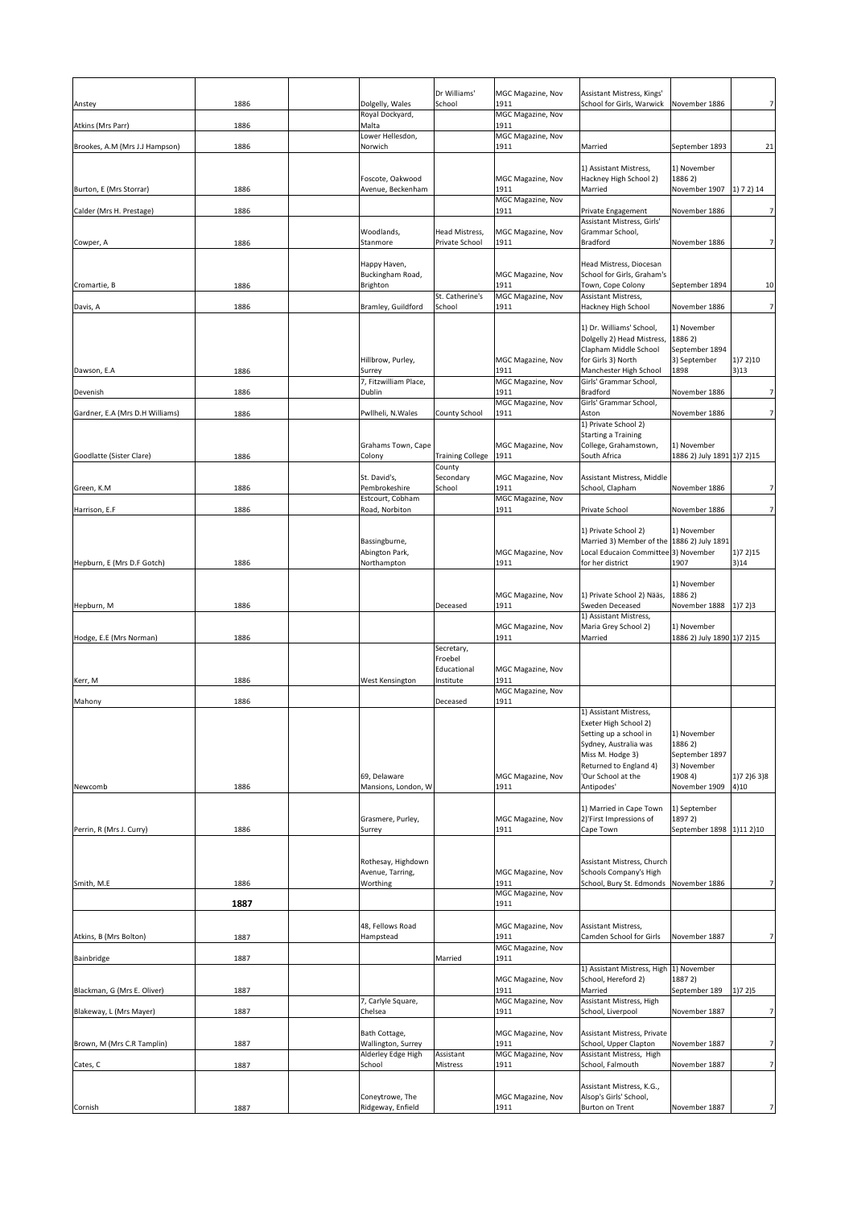| | | | | | | | | |
|---|---|---|---|---|---|---|---|---|
| Anstey | 1886 | | Dolgelly, Wales | Dr Williams' School | MGC Magazine, Nov 1911 | Assistant Mistress, Kings' School for Girls, Warwick | November 1886 | 7 |
| Atkins (Mrs Parr) | 1886 | | Royal Dockyard, Malta | | MGC Magazine, Nov 1911 | | | |
| Brookes, A.M (Mrs J.J Hampson) | 1886 | | Lower Hellesdon, Norwich | | MGC Magazine, Nov 1911 | Married | September 1893 | 21 |
| Burton, E (Mrs Storrar) | 1886 | | Foscote, Oakwood Avenue, Beckenham | | MGC Magazine, Nov 1911 | 1) Assistant Mistress, Hackney High School 2) Married | 1) November 1886 2) November 1907 | 1) 7 2) 14 |
| Calder (Mrs H. Prestage) | 1886 | | | | MGC Magazine, Nov 1911 | Private Engagement | November 1886 | 7 |
| Cowper, A | 1886 | | Woodlands, Stanmore | Head Mistress, Private School | MGC Magazine, Nov 1911 | Assistant Mistress, Girls' Grammar School, Bradford | November 1886 | 7 |
| Cromartie, B | 1886 | | Happy Haven, Buckingham Road, Brighton | | MGC Magazine, Nov 1911 | Head Mistress, Diocesan School for Girls, Graham's Town, Cope Colony | September 1894 | 10 |
| Davis, A | 1886 | | Bramley, Guildford | St. Catherine's School | MGC Magazine, Nov 1911 | Assistant Mistress, Hackney High School | November 1886 | 7 |
| Dawson, E.A | 1886 | | Hillbrow, Purley, Surrey | | MGC Magazine, Nov 1911 | 1) Dr. Williams' School, Dolgelly 2) Head Mistress, Clapham Middle School for Girls 3) North Manchester High School | 1) November 1886 2) September 1894 3) September 1898 | 1)7 2)10 3)13 |
| Devenish | 1886 | | 7, Fitzwilliam Place, Dublin | | MGC Magazine, Nov 1911 | Girls' Grammar School, Bradford | November 1886 | 7 |
| Gardner, E.A (Mrs D.H Williams) | 1886 | | Pwllheli, N.Wales | County School | MGC Magazine, Nov 1911 | Girls' Grammar School, Aston | November 1886 | 7 |
| Goodlatte (Sister Clare) | 1886 | | Grahams Town, Cape Colony | Training College | MGC Magazine, Nov 1911 | 1) Private School 2) Starting a Training College, Grahamstown, South Africa | 1) November 1886 2) July 1891 | 1)7 2)15 |
| Green, K.M | 1886 | | St. David's, Pembrokeshire | County Secondary School | MGC Magazine, Nov 1911 | Assistant Mistress, Middle School, Clapham | November 1886 | 7 |
| Harrison, E.F | 1886 | | Estcourt, Cobham Road, Norbiton | | MGC Magazine, Nov 1911 | Private School | November 1886 | 7 |
| Hepburn, E (Mrs D.F Gotch) | 1886 | | Bassingburne, Abington Park, Northampton | | MGC Magazine, Nov 1911 | 1) Private School 2) Married 3) Member of the Local Educaion Committee for her district | 1) November 1886 2) July 1891 3) November 1907 | 1)7 2)15 3)14 |
| Hepburn, M | 1886 | | | Deceased | MGC Magazine, Nov 1911 | 1) Private School 2) Nääs, Sweden Deceased | 1) November 1886 2) November 1888 | 1)7 2)3 |
| Hodge, E.E (Mrs Norman) | 1886 | | | | MGC Magazine, Nov 1911 | 1) Assistant Mistress, Maria Grey School 2) Married | 1) November 1886 2) July 1890 | 1)7 2)15 |
| Kerr, M | 1886 | | West Kensington | Secretary, Froebel Educational Institute | MGC Magazine, Nov 1911 | | | |
| Mahony | 1886 | | | Deceased | MGC Magazine, Nov 1911 | | | |
| Newcomb | 1886 | | 69, Delaware Mansions, London, W | | MGC Magazine, Nov 1911 | 1) Assistant Mistress, Exeter High School 2) Setting up a school in Sydney, Australia was Miss M. Hodge 3) Returned to England 4) 'Our School at the Antipodes' | 1) November 1886 2) September 1897 3) November 1908 4) November 1909 | 1)7 2)6 3)8 4)10 |
| Perrin, R (Mrs J. Curry) | 1886 | | Grasmere, Purley, Surrey | | MGC Magazine, Nov 1911 | 1) Married in Cape Town 2)'First Impressions of Cape Town | 1) September 1897 2) September 1898 | 1)11 2)10 |
| Smith, M.E | 1886 | | Rothesay, Highdown Avenue, Tarring, Worthing | | MGC Magazine, Nov 1911 | Assistant Mistress, Church Schools Company's High School, Bury St. Edmonds | November 1886 | 7 |
| | **1887** | | | | MGC Magazine, Nov 1911 | | | |
| Atkins, B (Mrs Bolton) | 1887 | | 48, Fellows Road Hampstead | | MGC Magazine, Nov 1911 | Assistant Mistress, Camden School for Girls | November 1887 | 7 |
| Bainbridge | 1887 | | | Married | MGC Magazine, Nov 1911 | | | |
| Blackman, G (Mrs E. Oliver) | 1887 | | | | MGC Magazine, Nov 1911 | 1) Assistant Mistress, High School, Hereford 2) Married | 1) November 1887 2) September 189 | 1)7 2)5 |
| Blakeway, L (Mrs Mayer) | 1887 | | 7, Carlyle Square, Chelsea | | MGC Magazine, Nov 1911 | Assistant Mistress, High School, Liverpool | November 1887 | 7 |
| Brown, M (Mrs C.R Tamplin) | 1887 | | Bath Cottage, Wallington, Surrey | | MGC Magazine, Nov 1911 | Assistant Mistress, Private School, Upper Clapton | November 1887 | 7 |
| Cates, C | 1887 | | Alderley Edge High School | Assistant Mistress | MGC Magazine, Nov 1911 | Assistant Mistress, High School, Falmouth | November 1887 | 7 |
| Cornish | 1887 | | Coneytrowe, The Ridgeway, Enfield | | MGC Magazine, Nov 1911 | Assistant Mistress, K.G., Alsop's Girls' School, Burton on Trent | November 1887 | 7 |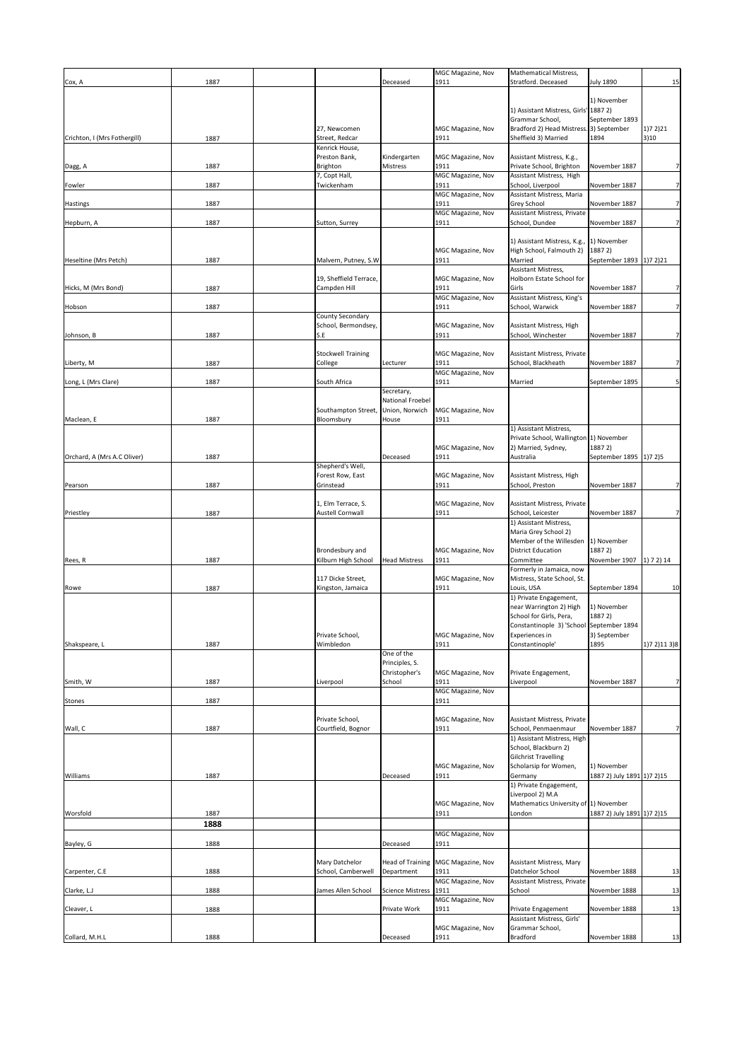| | | | | | | | | |
|---|---|---|---|---|---|---|---|---|
| Cox, A | 1887 | | | Deceased | MGC Magazine, Nov 1911 | Mathematical Mistress, Stratford. Deceased | July 1890 | 15 |
| Crichton, I (Mrs Fothergill) | 1887 | | 27, Newcomen Street, Redcar | | MGC Magazine, Nov 1911 | 1) Assistant Mistress, Girls' Grammar School, Bradford 2) Head Mistress. Sheffield 3) Married | 1) November 1887 2) September 1893 3) September 1894 | 1)7 2)21 3)10 |
| Dagg, A | 1887 | | Kenrick House, Preston Bank, Brighton | Kindergarten Mistress | MGC Magazine, Nov 1911 | Assistant Mistress, K.g., Private School, Brighton | November 1887 | 7 |
| Fowler | 1887 | | 7, Copt Hall, Twickenham | | MGC Magazine, Nov 1911 | Assistant Mistress, High School, Liverpool | November 1887 | 7 |
| Hastings | 1887 | | | | MGC Magazine, Nov 1911 | Assistant Mistress, Maria Grey School | November 1887 | 7 |
| Hepburn, A | 1887 | | Sutton, Surrey | | MGC Magazine, Nov 1911 | Assistant Mistress, Private School, Dundee | November 1887 | 7 |
| Heseltine (Mrs Petch) | 1887 | | Malvern, Putney, S.W | | MGC Magazine, Nov 1911 | 1) Assistant Mistress, K.g., High School, Falmouth 2) Married | 1) November 1887 2) September 1893 | 1)7 2)21 |
| Hicks, M (Mrs Bond) | 1887 | | 19, Sheffield Terrace, Campden Hill | | MGC Magazine, Nov 1911 | Assistant Mistress, Holborn Estate School for Girls | November 1887 | 7 |
| Hobson | 1887 | | | | MGC Magazine, Nov 1911 | Assistant Mistress, King's School, Warwick | November 1887 | 7 |
| Johnson, B | 1887 | | County Secondary School, Bermondsey, S.E | | MGC Magazine, Nov 1911 | Assistant Mistress, High School, Winchester | November 1887 | 7 |
| Liberty, M | 1887 | | Stockwell Training College | Lecturer | MGC Magazine, Nov 1911 | Assistant Mistress, Private School, Blackheath | November 1887 | 7 |
| Long, L (Mrs Clare) | 1887 | | South Africa | | MGC Magazine, Nov 1911 | Married | September 1895 | 5 |
| Maclean, E | 1887 | | Southampton Street, Bloomsbury | Secretary, National Froebel Union, Norwich House | MGC Magazine, Nov 1911 | | | |
| Orchard, A (Mrs A.C Oliver) | 1887 | | | Deceased | MGC Magazine, Nov 1911 | 1) Assistant Mistress, Private School, Wallington 2) Married, Sydney, Australia | 1) November 1887 2) September 1895 | 1)7 2)5 |
| Pearson | 1887 | | Shepherd's Well, Forest Row, East Grinstead | | MGC Magazine, Nov 1911 | Assistant Mistress, High School, Preston | November 1887 | 7 |
| Priestley | 1887 | | 1, Elm Terrace, S. Austell Cornwall | | MGC Magazine, Nov 1911 | Assistant Mistress, Private School, Leicester | November 1887 | 7 |
| Rees, R | 1887 | | Brondesbury and Kilburn High School | Head Mistress | MGC Magazine, Nov 1911 | 1) Assistant Mistress, Maria Grey School 2) Member of the Willesden District Education Committee | 1) November 1887 2) November 1907 | 1) 7 2) 14 |
| Rowe | 1887 | | 117 Dicke Street, Kingston, Jamaica | | MGC Magazine, Nov 1911 | Formerly in Jamaica, now Mistress, State School, St. Louis, USA | September 1894 | 10 |
| Shakspeare, L | 1887 | | Private School, Wimbledon | | MGC Magazine, Nov 1911 | 1) Private Engagement, near Warrington 2) High School for Girls, Pera, Constantinople 3) 'School Experiences in Constantinople' | 1) November 1887 2) September 1894 3) September 1895 | 1)7 2)11 3)8 |
| Smith, W | 1887 | | Liverpool | One of the Principles, S. Christopher's School | MGC Magazine, Nov 1911 | Private Engagement, Liverpool | November 1887 | 7 |
| Stones | 1887 | | | | MGC Magazine, Nov 1911 | | | |
| Wall, C | 1887 | | Private School, Courtfield, Bognor | | MGC Magazine, Nov 1911 | Assistant Mistress, Private School, Penmaenmaur | November 1887 | 7 |
| Williams | 1887 | | | Deceased | MGC Magazine, Nov 1911 | 1) Assistant Mistress, High School, Blackburn 2) Gilchrist Travelling Scholarsip for Women, Germany | 1) November 1887 2) July 1891 | 1)7 2)15 |
| Worsfold | 1887 | | | | MGC Magazine, Nov 1911 | 1) Private Engagement, Liverpool 2) M.A Mathematics University of London | 1) November 1887 2) July 1891 | 1)7 2)15 |
| | **1888** | | | | | | | |
| Bayley, G | 1888 | | | Deceased | MGC Magazine, Nov 1911 | | | |
| Carpenter, C.E | 1888 | | Mary Datchelor School, Camberwell | Head of Training Department | MGC Magazine, Nov 1911 | Assistant Mistress, Mary Datchelor School | November 1888 | 13 |
| Clarke, L.J | 1888 | | James Allen School | Science Mistress | MGC Magazine, Nov 1911 | Assistant Mistress, Private School | November 1888 | 13 |
| Cleaver, L | 1888 | | | Private Work | MGC Magazine, Nov 1911 | Private Engagement | November 1888 | 13 |
| Collard, M.H.L | 1888 | | | Deceased | MGC Magazine, Nov 1911 | Assistant Mistress, Girls' Grammar School, Bradford | November 1888 | 13 |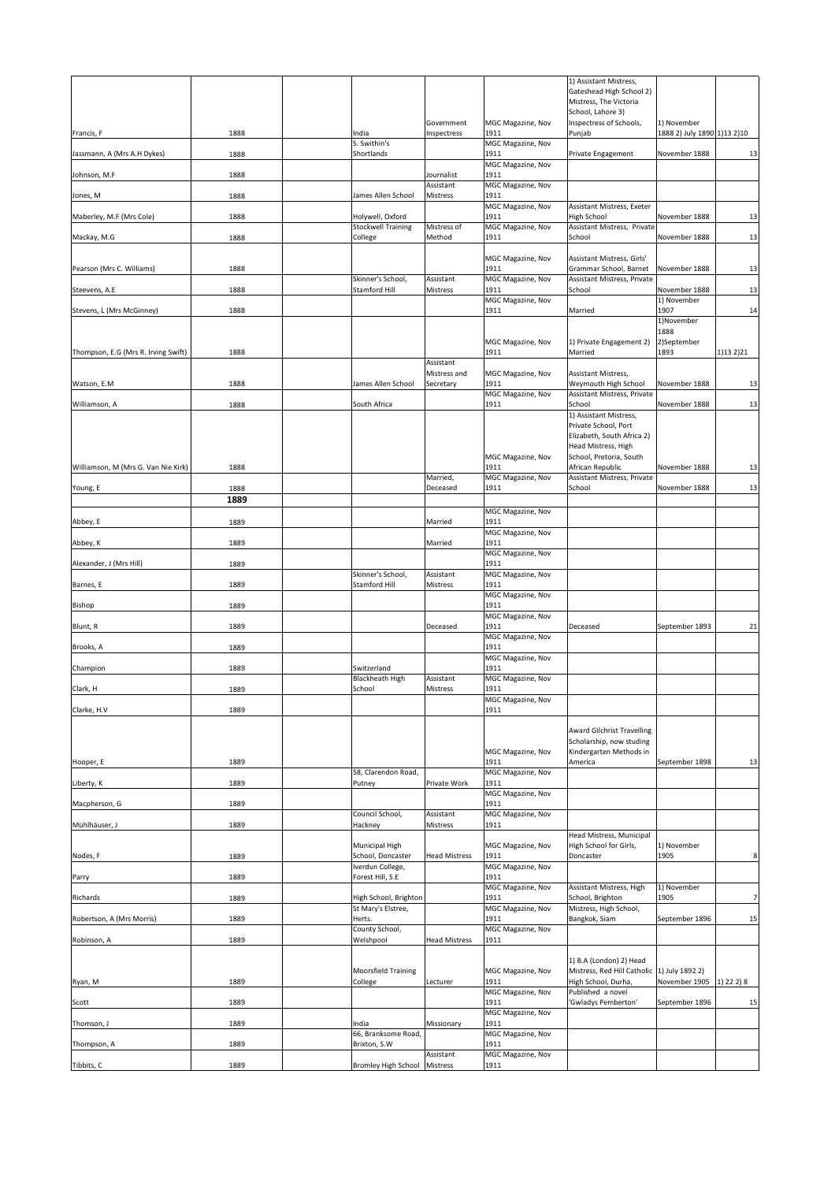| | | | | | | | | |
|---|---|---|---|---|---|---|---|---|
| Francis, F | 1888 | | India | Government Inspectress | MGC Magazine, Nov 1911 | 1) Assistant Mistress, Gateshead High School 2) Mistress, The Victoria School, Lahore 3) Inspectress of Schools, Punjab | 1) November 1888 2) July 1890 | 1)13 2)10 |
| Jassmann, A (Mrs A.H Dykes) | 1888 | | S. Swithin's Shortlands | | MGC Magazine, Nov 1911 | Private Engagement | November 1888 | 13 |
| Johnson, M.F | 1888 | | | Journalist | MGC Magazine, Nov 1911 | | | |
| Jones, M | 1888 | | James Allen School | Assistant Mistress | MGC Magazine, Nov 1911 | | | |
| Maberley, M.F (Mrs Cole) | 1888 | | Holywell, Oxford | | MGC Magazine, Nov 1911 | Assistant Mistress, Exeter High School | November 1888 | 13 |
| Mackay, M.G | 1888 | | Stockwell Training College | Mistress of Method | MGC Magazine, Nov 1911 | Assistant Mistress, Private School | November 1888 | 13 |
| Pearson (Mrs C. Williams) | 1888 | | | | MGC Magazine, Nov 1911 | Assistant Mistress, Girls' Grammar School, Barnet | November 1888 | 13 |
| Steevens, A.E | 1888 | | Skinner's School, Stamford Hill | Assistant Mistress | MGC Magazine, Nov 1911 | Assistant Mistress, Private School | November 1888 | 13 |
| Stevens, L (Mrs McGinney) | 1888 | | | | MGC Magazine, Nov 1911 | Married | 1) November 1907 | 14 |
| Thompson, E.G (Mrs R. Irving Swift) | 1888 | | | | MGC Magazine, Nov 1911 | 1) Private Engagement 2) Married | 1)November 1888 2)September 1893 | 1)13 2)21 |
| Watson, E.M | 1888 | | James Allen School | Assistant Mistress and Secretary | MGC Magazine, Nov 1911 | Assistant Mistress, Weymouth High School | November 1888 | 13 |
| Williamson, A | 1888 | | South Africa | | MGC Magazine, Nov 1911 | Assistant Mistress, Private School | November 1888 | 13 |
| Williamson, M (Mrs G. Van Nie Kirk) | 1888 | | | | MGC Magazine, Nov 1911 | 1) Assistant Mistress, Private School, Port Elizabeth, South Africa 2) Head Mistress, High School, Pretoria, South African Republic | November 1888 | 13 |
| Young, E | 1888 | | | Married, Deceased | MGC Magazine, Nov 1911 | Assistant Mistress, Private School | November 1888 | 13 |
| | **1889** | | | | | | | |
| Abbey, E | 1889 | | | Married | MGC Magazine, Nov 1911 | | | |
| Abbey, K | 1889 | | | Married | MGC Magazine, Nov 1911 | | | |
| Alexander, J (Mrs Hill) | 1889 | | | | MGC Magazine, Nov 1911 | | | |
| Barnes, E | 1889 | | Skinner's School, Stamford Hill | Assistant Mistress | MGC Magazine, Nov 1911 | | | |
| Bishop | 1889 | | | | MGC Magazine, Nov 1911 | | | |
| Blunt, R | 1889 | | | Deceased | MGC Magazine, Nov 1911 | Deceased | September 1893 | 21 |
| Brooks, A | 1889 | | | | MGC Magazine, Nov 1911 | | | |
| Champion | 1889 | | Switzerland | | MGC Magazine, Nov 1911 | | | |
| Clark, H | 1889 | | Blackheath High School | Assistant Mistress | MGC Magazine, Nov 1911 | | | |
| Clarke, H.V | 1889 | | | | MGC Magazine, Nov 1911 | | | |
| Hooper, E | 1889 | | | | MGC Magazine, Nov 1911 | Award Gilchrist Travelling Scholarship, now studing Kindergarten Methods in America | September 1898 | 13 |
| Liberty, K | 1889 | | 58, Clarendon Road, Putney | Private Work | MGC Magazine, Nov 1911 | | | |
| Macpherson, G | 1889 | | | | MGC Magazine, Nov 1911 | | | |
| Mühlhäuser, J | 1889 | | Council School, Hackney | Assistant Mistress | MGC Magazine, Nov 1911 | | | |
| Nodes, F | 1889 | | Municipal High School, Doncaster | Head Mistress | MGC Magazine, Nov 1911 | Head Mistress, Municipal High School for Girls, Doncaster | 1) November 1905 | 8 |
| Parry | 1889 | | Iverdun College, Forest Hill, S.E | | MGC Magazine, Nov 1911 | | | |
| Richards | 1889 | | High School, Brighton | | MGC Magazine, Nov 1911 | Assistant Mistress, High School, Brighton | 1) November 1905 | 7 |
| Robertson, A (Mrs Morris) | 1889 | | St Mary's Elstree, Herts. | | MGC Magazine, Nov 1911 | Mistress, High School, Bangkok, Siam | September 1896 | 15 |
| Robinson, A | 1889 | | County School, Welshpool | Head Mistress | MGC Magazine, Nov 1911 | | | |
| Ryan, M | 1889 | | Moorsfield Training College | Lecturer | MGC Magazine, Nov 1911 | 1) B.A (London) 2) Head Mistress, Red Hill Catholic High School, Durha, | 1) July 1892 2) November 1905 | 1) 22 2) 8 |
| Scott | 1889 | | | | MGC Magazine, Nov 1911 | Published a novel 'Gwladys Pemberton' | September 1896 | 15 |
| Thomson, J | 1889 | | India | Missionary | MGC Magazine, Nov 1911 | | | |
| Thompson, A | 1889 | | 66, Branksome Road, Brixton, S.W | | MGC Magazine, Nov 1911 | | | |
| Tibbits, C | 1889 | | Bromley High School | Assistant Mistress | MGC Magazine, Nov 1911 | | | |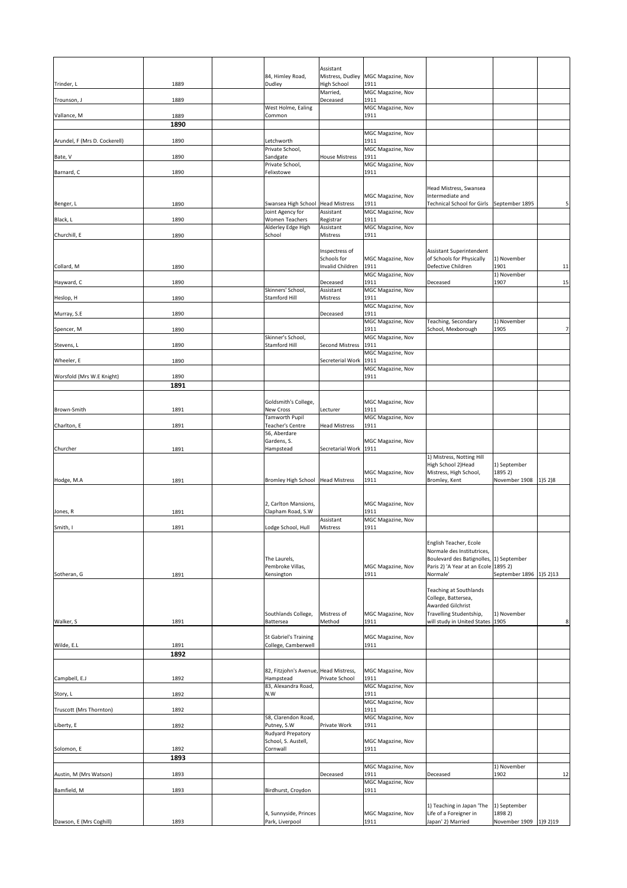| | | | | | | | | |
|---|---|---|---|---|---|---|---|---|
| Trinder, L | 1889 | | 84, Himley Road, Dudley | Assistant Mistress, Dudley High School | MGC Magazine, Nov 1911 | | | |
| Trounson, J | 1889 | | | Married, Deceased | MGC Magazine, Nov 1911 | | | |
| Vallance, M | 1889 | | West Holme, Ealing Common | | MGC Magazine, Nov 1911 | | | |
| | **1890** | | | | | | | |
| Arundel, F (Mrs D. Cockerell) | 1890 | | Letchworth | | MGC Magazine, Nov 1911 | | | |
| Bate, V | 1890 | | Private School, Sandgate | House Mistress | MGC Magazine, Nov 1911 | | | |
| Barnard, C | 1890 | | Private School, Felixstowe | | MGC Magazine, Nov 1911 | | | |
| Benger, L | 1890 | | Swansea High School | Head Mistress | MGC Magazine, Nov 1911 | Head Mistress, Swansea Intermediate and Technical School for Girls | September 1895 | 5 |
| Black, L | 1890 | | Joint Agency for Women Teachers | Assistant Registrar | MGC Magazine, Nov 1911 | | | |
| Churchill, E | 1890 | | Alderley Edge High School | Assistant Mistress | MGC Magazine, Nov 1911 | | | |
| Collard, M | 1890 | | | Inspectress of Schools for Invalid Children | MGC Magazine, Nov 1911 | Assistant Superintendent of Schools for Physically Defective Children | 1) November 1901 | 11 |
| Hayward, C | 1890 | | | Deceased | MGC Magazine, Nov 1911 | Deceased | 1) November 1907 | 15 |
| Heslop, H | 1890 | | Skinners' School, Stamford Hill | Assistant Mistress | MGC Magazine, Nov 1911 | | | |
| Murray, S.E | 1890 | | | Deceased | MGC Magazine, Nov 1911 | | | |
| Spencer, M | 1890 | | | | MGC Magazine, Nov 1911 | Teaching, Secondary School, Mexborough | 1) November 1905 | 7 |
| Stevens, L | 1890 | | Skinner's School, Stamford Hill | Second Mistress | MGC Magazine, Nov 1911 | | | |
| Wheeler, E | 1890 | | | Secreterial Work | MGC Magazine, Nov 1911 | | | |
| Worsfold (Mrs W.E Knight) | 1890 | | | | MGC Magazine, Nov 1911 | | | |
| | **1891** | | | | | | | |
| Brown-Smith | 1891 | | Goldsmith's College, New Cross | Lecturer | MGC Magazine, Nov 1911 | | | |
| Charlton, E | 1891 | | Tamworth Pupil Teacher's Centre | Head Mistress | MGC Magazine, Nov 1911 | | | |
| Churcher | 1891 | | 56, Aberdare Gardens, S. Hampstead | Secretarial Work | MGC Magazine, Nov 1911 | | | |
| Hodge, M.A | 1891 | | Bromley High School | Head Mistress | MGC Magazine, Nov 1911 | 1) Mistress, Notting Hill High School 2)Head Mistress, High School, Bromley, Kent | 1) September 1895 2) November 1908 | 1)5 2)8 |
| Jones, R | 1891 | | 2, Carlton Mansions, Clapham Road, S.W | | MGC Magazine, Nov 1911 | | | |
| Smith, I | 1891 | | Lodge School, Hull | Assistant Mistress | MGC Magazine, Nov 1911 | | | |
| Sotheran, G | 1891 | | The Laurels, Pembroke Villas, Kensington | | MGC Magazine, Nov 1911 | English Teacher, Ecole Normale des Institutrices, Boulevard des Batignolles, Paris 2) 'A Year at an Ecole Normale' | 1) September 1895 2) September 1896 | 1)5 2)13 |
| Walker, S | 1891 | | Southlands College, Battersea | Mistress of Method | MGC Magazine, Nov 1911 | Teaching at Southlands College, Battersea, Awarded Gilchrist Travelling Studentship, will study in United States | 1) November 1905 | 8 |
| Wilde, E.L | 1891 | | St Gabriel's Training College, Camberwell | | MGC Magazine, Nov 1911 | | | |
| | **1892** | | | | | | | |
| Campbell, E.J | 1892 | | 82, Fitzjohn's Avenue, Hampstead | Head Mistress, Private School | MGC Magazine, Nov 1911 | | | |
| Story, L | 1892 | | 83, Alexandra Road, N.W | | MGC Magazine, Nov 1911 | | | |
| Truscott (Mrs Thornton) | 1892 | | | | MGC Magazine, Nov 1911 | | | |
| Liberty, E | 1892 | | 58, Clarendon Road, Putney, S.W | Private Work | MGC Magazine, Nov 1911 | | | |
| Solomon, E | 1892 | | Rudyard Preparatory School, S. Austell, Cornwall | | MGC Magazine, Nov 1911 | | | |
| | **1893** | | | | | | | |
| Austin, M (Mrs Watson) | 1893 | | | Deceased | MGC Magazine, Nov 1911 | Deceased | 1) November 1902 | 12 |
| Bamfield, M | 1893 | | Birdhurst, Croydon | | MGC Magazine, Nov 1911 | | | |
| Dawson, E (Mrs Coghill) | 1893 | | 4, Sunnyside, Princes Park, Liverpool | | MGC Magazine, Nov 1911 | 1) Teaching in Japan 'The Life of a Foreigner in Japan' 2) Married | 1) September 1898 2) November 1909 | 1)9 2)19 |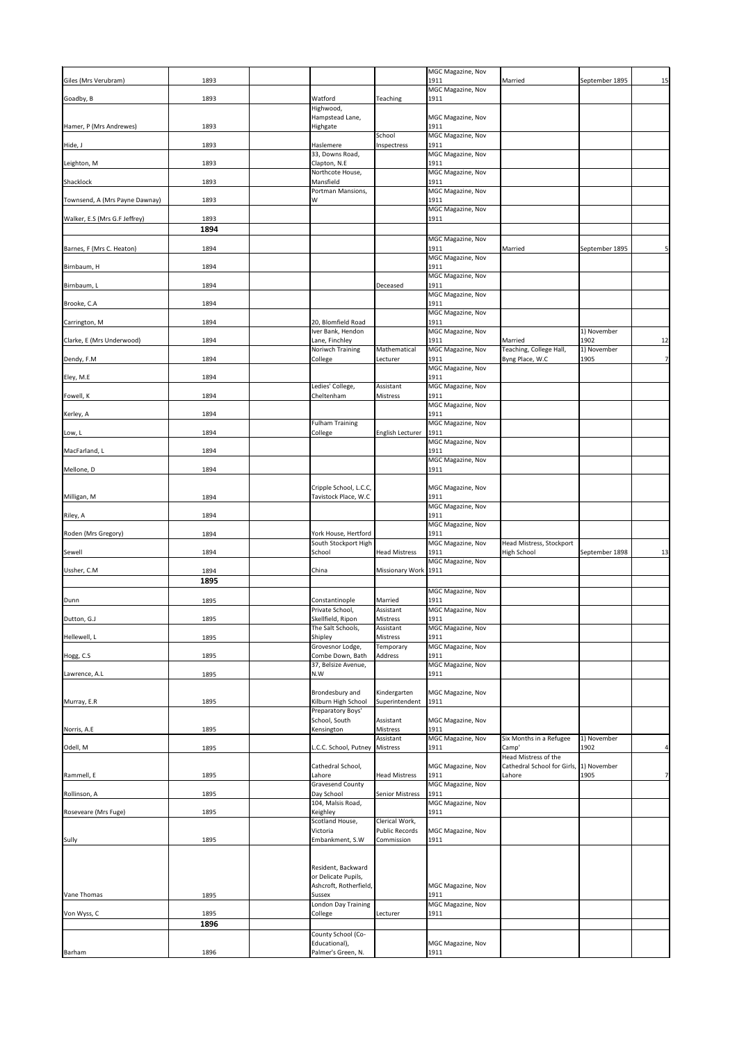| | | | | | | | | |
|---|---|---|---|---|---|---|---|---|
| Giles (Mrs Verubram) | 1893 | | | | MGC Magazine, Nov 1911 | Married | September 1895 | 15 |
| Goadby, B | 1893 | | Watford | Teaching | MGC Magazine, Nov 1911 | | | |
| Hamer, P (Mrs Andrewes) | 1893 | | Highwood, Hampstead Lane, Highgate | | MGC Magazine, Nov 1911 | | | |
| Hide, J | 1893 | | Haslemere | School Inspectress | MGC Magazine, Nov 1911 | | | |
| Leighton, M | 1893 | | 33, Downs Road, Clapton, N.E | | MGC Magazine, Nov 1911 | | | |
| Shacklock | 1893 | | Northcote House, Mansfield | | MGC Magazine, Nov 1911 | | | |
| Townsend, A (Mrs Payne Dawnay) | 1893 | | Portman Mansions, W | | MGC Magazine, Nov 1911 | | | |
| Walker, E.S (Mrs G.F Jeffrey) | 1893 | | | | MGC Magazine, Nov 1911 | | | |
| | **1894** | | | | | | | |
| Barnes, F (Mrs C. Heaton) | 1894 | | | | MGC Magazine, Nov 1911 | Married | September 1895 | 5 |
| Birnbaum, H | 1894 | | | | MGC Magazine, Nov 1911 | | | |
| Birnbaum, L | 1894 | | | Deceased | MGC Magazine, Nov 1911 | | | |
| Brooke, C.A | 1894 | | | | MGC Magazine, Nov 1911 | | | |
| Carrington, M | 1894 | | 20, Blomfield Road | | MGC Magazine, Nov 1911 | | | |
| Clarke, E (Mrs Underwood) | 1894 | | Iver Bank, Hendon Lane, Finchley | | MGC Magazine, Nov 1911 | Married | 1) November 1902 | 12 |
| Dendy, F.M | 1894 | | Noriwch Training College | Mathematical Lecturer | MGC Magazine, Nov 1911 | Teaching, College Hall, Byng Place, W.C | 1) November 1905 | 7 |
| Eley, M.E | 1894 | | | | MGC Magazine, Nov 1911 | | | |
| Fowell, K | 1894 | | Ledies' College, Cheltenham | Assistant Mistress | MGC Magazine, Nov 1911 | | | |
| Kerley, A | 1894 | | | | MGC Magazine, Nov 1911 | | | |
| Low, L | 1894 | | Fulham Training College | English Lecturer | MGC Magazine, Nov 1911 | | | |
| MacFarland, L | 1894 | | | | MGC Magazine, Nov 1911 | | | |
| Mellone, D | 1894 | | | | MGC Magazine, Nov 1911 | | | |
| Milligan, M | 1894 | | Cripple School, L.C.C, Tavistock Place, W.C | | MGC Magazine, Nov 1911 | | | |
| Riley, A | 1894 | | | | MGC Magazine, Nov 1911 | | | |
| Roden (Mrs Gregory) | 1894 | | York House, Hertford | | MGC Magazine, Nov 1911 | | | |
| Sewell | 1894 | | South Stockport High School | Head Mistress | MGC Magazine, Nov 1911 | Head Mistress, Stockport High School | September 1898 | 13 |
| Ussher, C.M | 1894 | | China | Missionary Work | MGC Magazine, Nov 1911 | | | |
| | **1895** | | | | | | | |
| Dunn | 1895 | | Constantinople | Married | MGC Magazine, Nov 1911 | | | |
| Dutton, G.J | 1895 | | Private School, Skellfield, Ripon | Assistant Mistress | MGC Magazine, Nov 1911 | | | |
| Hellewell, L | 1895 | | The Salt Schools, Shipley | Assistant Mistress | MGC Magazine, Nov 1911 | | | |
| Hogg, C.S | 1895 | | Grovesnor Lodge, Combe Down, Bath | Temporary Address | MGC Magazine, Nov 1911 | | | |
| Lawrence, A.L | 1895 | | 37, Belsize Avenue, N.W | | MGC Magazine, Nov 1911 | | | |
| Murray, E.R | 1895 | | Brondesbury and Kilburn High School | Kindergarten Superintendent | MGC Magazine, Nov 1911 | | | |
| Norris, A.E | 1895 | | Preparatory Boys' School, South Kensington | Assistant Mistress | MGC Magazine, Nov 1911 | | | |
| Odell, M | 1895 | | L.C.C. School, Putney | Assistant Mistress | MGC Magazine, Nov 1911 | Six Months in a Refugee Camp' | 1) November 1902 | 4 |
| Rammell, E | 1895 | | Cathedral School, Lahore | Head Mistress | MGC Magazine, Nov 1911 | Head Mistress of the Cathedral School for Girls, Lahore | 1) November 1905 | 7 |
| Rollinson, A | 1895 | | Gravesend County Day School | Senior Mistress | MGC Magazine, Nov 1911 | | | |
| Roseveare (Mrs Fuge) | 1895 | | 104, Malsis Road, Keighley | | MGC Magazine, Nov 1911 | | | |
| Sully | 1895 | | Scotland House, Victoria Embankment, S.W | Clerical Work, Public Records Commission | MGC Magazine, Nov 1911 | | | |
| Vane Thomas | 1895 | | Resident, Backward or Delicate Pupils, Ashcroft, Rotherfield, Sussex | | MGC Magazine, Nov 1911 | | | |
| Von Wyss, C | 1895 | | London Day Training College | Lecturer | MGC Magazine, Nov 1911 | | | |
| | **1896** | | | | | | | |
| Barham | 1896 | | County School (Co-Educational), Palmer's Green, N. | | MGC Magazine, Nov 1911 | | | |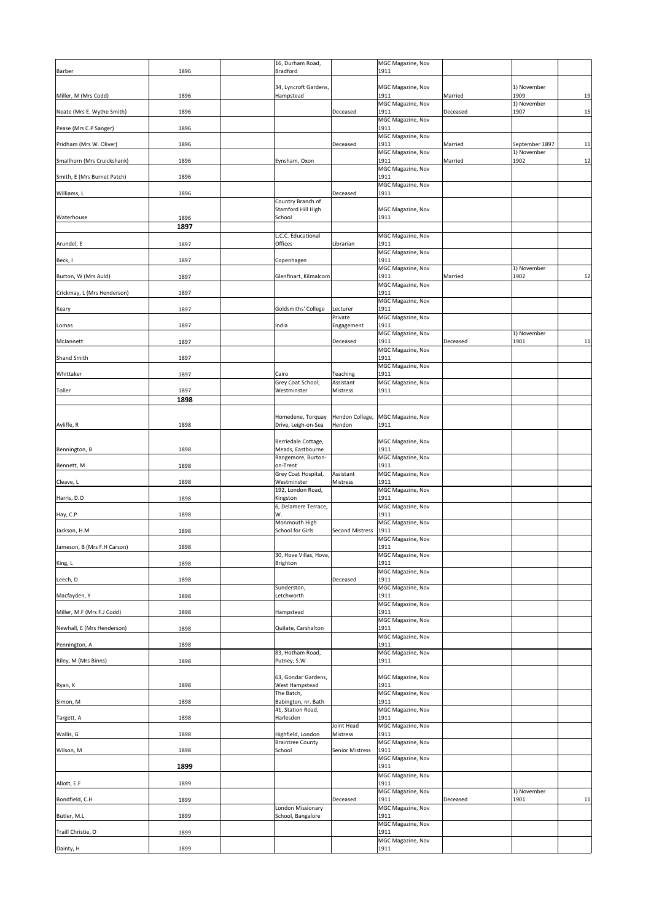| | | | | | | | | |
|---|---|---|---|---|---|---|---|---|
| Barber | 1896 | | 16, Durham Road, Bradford | | MGC Magazine, Nov 1911 | | | |
| Miller, M (Mrs Codd) | 1896 | | 34, Lyncroft Gardens, Hampstead | | MGC Magazine, Nov 1911 | Married | 1) November 1909 | 19 |
| Neate (Mrs E. Wythe Smith) | 1896 | | | Deceased | MGC Magazine, Nov 1911 | Deceased | 1) November 1907 | 15 |
| Pease (Mrs C.P Sanger) | 1896 | | | | MGC Magazine, Nov 1911 | | | |
| Pridham (Mrs W. Oliver) | 1896 | | | Deceased | MGC Magazine, Nov 1911 | Married | September 1897 | 11 |
| Smallhorn (Mrs Cruickshank) | 1896 | | Eynsham, Oxon | | MGC Magazine, Nov 1911 | Married | 1) November 1902 | 12 |
| Smith, E (Mrs Burnet Patch) | 1896 | | | | MGC Magazine, Nov 1911 | | | |
| Williams, L | 1896 | | | Deceased | MGC Magazine, Nov 1911 | | | |
| Waterhouse | 1896 | | Country Branch of Stamford Hill High School | | MGC Magazine, Nov 1911 | | | |
| | 1897 | | | | | | | |
| Arundel, E | 1897 | | L.C.C. Educational Offices | Librarian | MGC Magazine, Nov 1911 | | | |
| Beck, I | 1897 | | Copenhagen | | MGC Magazine, Nov 1911 | | | |
| Burton, W (Mrs Auld) | 1897 | | Glenfinart, Kilmalcom | | MGC Magazine, Nov 1911 | Married | 1) November 1902 | 12 |
| Crickmay, L (Mrs Henderson) | 1897 | | | | MGC Magazine, Nov 1911 | | | |
| Keary | 1897 | | Goldsmiths' College | Lecturer | MGC Magazine, Nov 1911 | | | |
| Lomas | 1897 | | India | Private Engagement | MGC Magazine, Nov 1911 | | | |
| McJannett | 1897 | | | Deceased | MGC Magazine, Nov 1911 | Deceased | 1) November 1901 | 11 |
| Shand Smith | 1897 | | | | MGC Magazine, Nov 1911 | | | |
| Whittaker | 1897 | | Cairo | Teaching | MGC Magazine, Nov 1911 | | | |
| Toller | 1897 | | Grey Coat School, Westminster | Assistant Mistress | MGC Magazine, Nov 1911 | | | |
| | 1898 | | | | | | | |
| Ayliffe, R | 1898 | | Homedene, Torquay Drive, Leigh-on-Sea | Hendon College, Hendon | MGC Magazine, Nov 1911 | | | |
| Bennington, B | 1898 | | Berriedale Cottage, Meads, Eastbourne | | MGC Magazine, Nov 1911 | | | |
| Bennett, M | 1898 | | Rangemore, Burton-on-Trent | | MGC Magazine, Nov 1911 | | | |
| Cleave, L | 1898 | | Grey Coat Hospital, Westminster | Assistant Mistress | MGC Magazine, Nov 1911 | | | |
| Harris, D.O | 1898 | | 192, London Road, Kingston | | MGC Magazine, Nov 1911 | | | |
| Hay, C.P | 1898 | | 6, Delamere Terrace, W. | | MGC Magazine, Nov 1911 | | | |
| Jackson, H.M | 1898 | | Monmouth High School for Girls | Second Mistress | MGC Magazine, Nov 1911 | | | |
| Jameson, B (Mrs F.H Carson) | 1898 | | | | MGC Magazine, Nov 1911 | | | |
| King, L | 1898 | | 30, Hove Villas, Hove, Brighton | | MGC Magazine, Nov 1911 | | | |
| Leech, D | 1898 | | | Deceased | MGC Magazine, Nov 1911 | | | |
| Macfayden, Y | 1898 | | Sunderston, Letchworth | | MGC Magazine, Nov 1911 | | | |
| Miller, M.F (Mrs F.J Codd) | 1898 | | Hampstead | | MGC Magazine, Nov 1911 | | | |
| Newhall, E (Mrs Henderson) | 1898 | | Quilate, Carshalton | | MGC Magazine, Nov 1911 | | | |
| Pennington, A | 1898 | | | | MGC Magazine, Nov 1911 | | | |
| Riley, M (Mrs Binns) | 1898 | | 83, Hotham Road, Putney, S.W | | MGC Magazine, Nov 1911 | | | |
| Ryan, K | 1898 | | 63, Gondar Gardens, West Hampstead | | MGC Magazine, Nov 1911 | | | |
| Simon, M | 1898 | | The Batch, Babington, nr. Bath | | MGC Magazine, Nov 1911 | | | |
| Targett, A | 1898 | | 41, Station Road, Harlesden | | MGC Magazine, Nov 1911 | | | |
| Wallis, G | 1898 | | Highfield, London | Joint Head Mistress | MGC Magazine, Nov 1911 | | | |
| Wilson, M | 1898 | | Braintree County School | Senior Mistress | MGC Magazine, Nov 1911 | | | |
| | 1899 | | | | MGC Magazine, Nov 1911 | | | |
| Allott, E.F | 1899 | | | | MGC Magazine, Nov 1911 | | | |
| Bondfield, C.H | 1899 | | | Deceased | MGC Magazine, Nov 1911 | Deceased | 1) November 1901 | 11 |
| Butler, M.L | 1899 | | London Missionary School, Bangalore | | MGC Magazine, Nov 1911 | | | |
| Traill Christie, O | 1899 | | | | MGC Magazine, Nov 1911 | | | |
| Dainty, H | 1899 | | | | MGC Magazine, Nov 1911 | | | |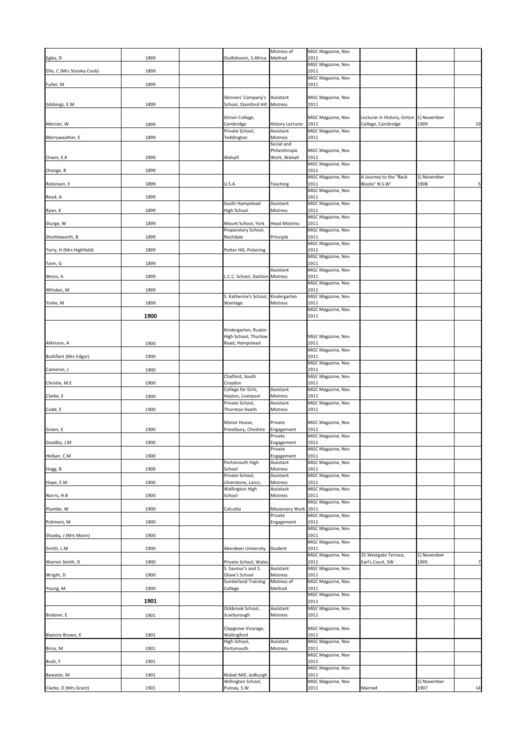| | | | | | | | | |
|---|---|---|---|---|---|---|---|---|
| Egles, D | 1899 | | Oudtshoom, S.Africa | Mistress of Method | MGC Magazine, Nov 1911 | | | |
| Ellis, C (Mrs Stanley Cook) | 1899 | | | | MGC Magazine, Nov 1911 | | | |
| Fuller, M | 1899 | | | | MGC Magazine, Nov 1911 | | | |
| Gibbings, E.M | 1899 | | Skinners' Company's School, Stamford Hill | Assistant Mistress | MGC Magazine, Nov 1911 | | | |
| Mercier, W | 1899 | | Girton College, Cambridge | History Lecturer | MGC Magazine, Nov 1911 | Lecturer in History, Girton College, Cambridge | 1) November 1909 | 19 |
| Merryweather, E | 1899 | | Private School, Teddington | Assistant Mistress | MGC Magazine, Nov 1911 | | | |
| Orwin, E.K | 1899 | | Walsall | Social and Philanthropic Work, Walsall | MGC Magazine, Nov 1911 | | | |
| Orange, B | 1899 | | | | MGC Magazine, Nov 1911 | | | |
| Robinson, E | 1899 | | U.S.A | Teaching | MGC Magazine, Nov 1911 | A Journey to the "Back Blocks" N.S.W' | 1) November 1908 | 5 |
| Read, A | 1899 | | | | MGC Magazine, Nov 1911 | | | |
| Ryan, K | 1899 | | South Hampstead High School | Assistant Mistress | MGC Magazine, Nov 1911 | | | |
| Sturge, W | 1899 | | Mount School, York | Head Mistress | MGC Magazine, Nov 1911 | | | |
| Shuttleworth, B | 1899 | | Preparatory School, Rochdale | Principle | MGC Magazine, Nov 1911 | | | |
| Terry, H (Mrs Highfield) | 1899 | | Potter Hill, Pickering | | MGC Magazine, Nov 1911 | | | |
| Tann, G | 1899 | | | | MGC Magazine, Nov 1911 | | | |
| Weiss, A | 1899 | | L.C.C. School, Dalston | Assistant Mistress | MGC Magazine, Nov 1911 | | | |
| Whisker, M | 1899 | | | | MGC Magazine, Nov 1911 | | | |
| Yorke, M | 1899 | | S. Katherine's School, Wantage | Kindergarten Mistress | MGC Magazine, Nov 1911 | | | |
| | **1900** | | | | MGC Magazine, Nov 1911 | | | |
| Atkinson, A | 1900 | | Kindergarten, Ruskin High School, Thurlow Road, Hampstead | | MGC Magazine, Nov 1911 | | | |
| Buttifant (Mrs Edgar) | 1900 | | | | MGC Magazine, Nov 1911 | | | |
| Cameron, L | 1900 | | | | MGC Magazine, Nov 1911 | | | |
| Christie, M.E | 1900 | | Chalford, South Croydon | | MGC Magazine, Nov 1911 | | | |
| Clarke, E | 1900 | | College for Girls, Hayton, Liverpool | Assistant Mistress | MGC Magazine, Nov 1911 | | | |
| Codd, E | 1900 | | Private School, Thornton Heath | Assistant Mistress | MGC Magazine, Nov 1911 | | | |
| Green, E | 1900 | | Manor House, Priestbury, Cheshire | Private Engagement | MGC Magazine, Nov 1911 | | | |
| Goadby, J.M | 1900 | | | Private Engagement | MGC Magazine, Nov 1911 | | | |
| Hellyer, C.M | 1900 | | | Private Engagement | MGC Magazine, Nov 1911 | | | |
| Hogg, B | 1900 | | Portsmouth High School | Assistant Mistress | MGC Magazine, Nov 1911 | | | |
| Hope, E.M | 1900 | | Private School, Ulverstone, Lancs. | Assistant Mistress | MGC Magazine, Nov 1911 | | | |
| Norris, H.B | 1900 | | Wallington High School | Assistant Mistress | MGC Magazine, Nov 1911 | | | |
| Plumbe, W | 1900 | | Calcutta | Missionary Work | MGC Magazine, Nov 1911 | | | |
| Polimeni, M | 1900 | | | Private Engagement | MGC Magazine, Nov 1911 | | | |
| Shaxby, J (Mrs Mann) | 1900 | | | | MGC Magazine, Nov 1911 | | | |
| Smith, L.M | 1900 | | Aberdeen University | Student | MGC Magazine, Nov 1911 | | | |
| Warren Smith, D | 1900 | | Private School, Wales | | MGC Magazine, Nov 1911 | 25 Westgate Terrace, Earl's Court, SW | 1) November 1905 | 7 |
| Wright, D | 1900 | | S. Saviour's and S. Olave's School | Assistant Mistress | MGC Magazine, Nov 1911 | | | |
| Young, M | 1900 | | Sunderland Training College | Mistress of Method | MGC Magazine, Nov 1911 | | | |
| | **1901** | | | | MGC Magazine, Nov 1911 | | | |
| Brabner, E | 1901 | | Ockbrook School, Scarborough | Assistant Mistress | MGC Magazine, Nov 1911 | | | |
| Blamire Brown, E | 1901 | | Clapgrove Vicarage, Wallingford | | MGC Magazine, Nov 1911 | | | |
| Brice, M | 1901 | | High School, Portsmouth | Assistant Mistress | MGC Magazine, Nov 1911 | | | |
| Bush, F | 1901 | | | | MGC Magazine, Nov 1911 | | | |
| Bywater, M | 1901 | | Nisbet Mill, Jedburgh | | MGC Magazine, Nov 1911 | | | |
| Clarke, D (Mrs Grant) | 1901 | | Willington School, Putney, S.W | | MGC Magazine, Nov 1911 | Married | 1) November 1907 | 14 |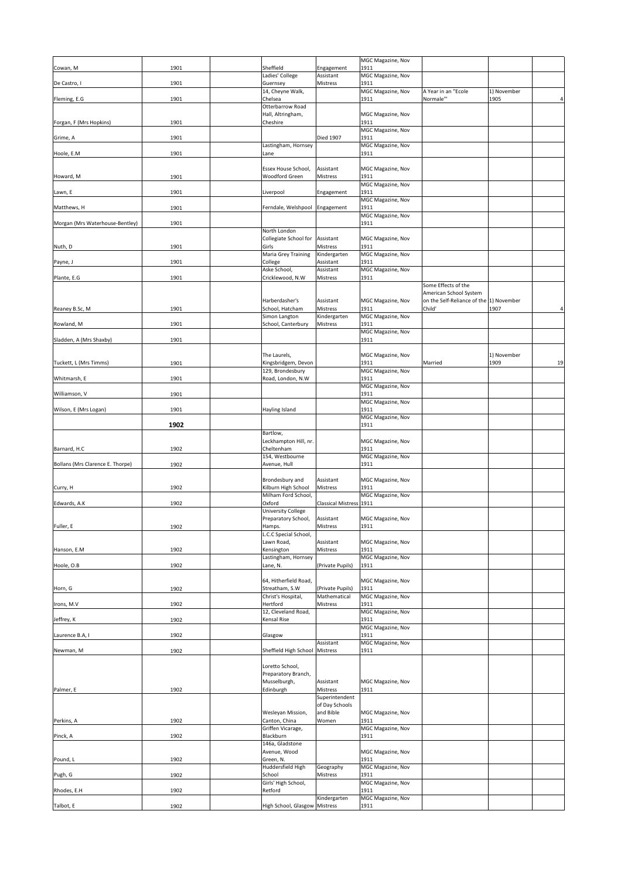| | | | | | | | | |
|---|---|---|---|---|---|---|---|---|
| Cowan, M | 1901 | | Sheffield | Engagement | MGC Magazine, Nov 1911 | | | |
| De Castro, I | 1901 | | Ladies' College Guernsey | Assistant Mistress | MGC Magazine, Nov 1911 | | | |
| Fleming, E.G | 1901 | | 14, Cheyne Walk, Chelsea | | MGC Magazine, Nov 1911 | A Year in an "Ecole Normale"' | 1) November 1905 | 4 |
| Forgan, F (Mrs Hopkins) | 1901 | | Otterbarrow Road Hall, Altringham, Cheshire | | MGC Magazine, Nov 1911 | | | |
| Grime, A | 1901 | | | Died 1907 | MGC Magazine, Nov 1911 | | | |
| Hoole, E.M | 1901 | | Lastingham, Hornsey Lane | | MGC Magazine, Nov 1911 | | | |
| Howard, M | 1901 | | Essex House School, Woodford Green | Assistant Mistress | MGC Magazine, Nov 1911 | | | |
| Lawn, E | 1901 | | Liverpool | Engagement | MGC Magazine, Nov 1911 | | | |
| Matthews, H | 1901 | | Ferndale, Welshpool | Engagement | MGC Magazine, Nov 1911 | | | |
| Morgan (Mrs Waterhouse-Bentley) | 1901 | | | | MGC Magazine, Nov 1911 | | | |
| Nuth, D | 1901 | | North London Collegiate School for Girls | Assistant Mistress | MGC Magazine, Nov 1911 | | | |
| Payne, J | 1901 | | Maria Grey Training College | Kindergarten Assistant | MGC Magazine, Nov 1911 | | | |
| Plante, E.G | 1901 | | Aske School, Cricklewood, N.W | Assistant Mistress | MGC Magazine, Nov 1911 | | | |
| Reaney B.Sc, M | 1901 | | Harberdasher's School, Hatcham | Assistant Mistress | MGC Magazine, Nov 1911 | Some Effects of the American School System on the Self-Reliance of the Child' | 1) November 1907 | 4 |
| Rowland, M | 1901 | | Simon Langton School, Canterbury | Kindergarten Mistress | MGC Magazine, Nov 1911 | | | |
| Sladden, A (Mrs Shaxby) | 1901 | | | | MGC Magazine, Nov 1911 | | | |
| Tuckett, L (Mrs Timms) | 1901 | | The Laurels, Kingsbridgem, Devon | | MGC Magazine, Nov 1911 | Married | 1) November 1909 | 19 |
| Whitmarsh, E | 1901 | | 129, Brondesbury Road, London, N.W | | MGC Magazine, Nov 1911 | | | |
| Williamson, V | 1901 | | | | MGC Magazine, Nov 1911 | | | |
| Wilson, E (Mrs Logan) | 1901 | | Hayling Island | | MGC Magazine, Nov 1911 | | | |
| | **1902** | | | | MGC Magazine, Nov 1911 | | | |
| Barnard, H.C | 1902 | | Bartlow, Leckhampton Hill, nr. Cheltenham | | MGC Magazine, Nov 1911 | | | |
| Bollans (Mrs Clarence E. Thorpe) | 1902 | | 154, Westbourne Avenue, Hull | | MGC Magazine, Nov 1911 | | | |
| Curry, H | 1902 | | Brondesbury and Kilburn High School | Assistant Mistress | MGC Magazine, Nov 1911 | | | |
| Edwards, A.K | 1902 | | Milham Ford School, Oxford | Classical Mistress | 1911 | | | |
| Fuller, E | 1902 | | University College Preparatory School, Hamps. | Assistant Mistress | MGC Magazine, Nov 1911 | | | |
| Hanson, E.M | 1902 | | L.C.C Special School, Lawn Road, Kensington | Assistant Mistress | MGC Magazine, Nov 1911 | | | |
| Hoole, O.B | 1902 | | Lastingham, Hornsey Lane, N. | (Private Pupils) | MGC Magazine, Nov 1911 | | | |
| Horn, G | 1902 | | 64, Hitherfield Road, Streatham, S.W | (Private Pupils) | MGC Magazine, Nov 1911 | | | |
| Irons, M.V | 1902 | | Christ's Hospital, Hertford | Mathematical Mistress | MGC Magazine, Nov 1911 | | | |
| Jeffrey, K | 1902 | | 12, Cleveland Road, Kensal Rise | | MGC Magazine, Nov 1911 | | | |
| Laurence B.A, I | 1902 | | Glasgow | | MGC Magazine, Nov 1911 | | | |
| Newman, M | 1902 | | Sheffield High School | Assistant Mistress | MGC Magazine, Nov 1911 | | | |
| Palmer, E | 1902 | | Loretto School, Preparatory Branch, Musselburgh, Edinburgh | Assistant Mistress | MGC Magazine, Nov 1911 | | | |
| Perkins, A | 1902 | | Wesleyan Mission, Canton, China | Superintendent of Day Schools and Bible Women | MGC Magazine, Nov 1911 | | | |
| Pinck, A | 1902 | | Griffen Vicarage, Blackburn | | MGC Magazine, Nov 1911 | | | |
| Pound, L | 1902 | | 146a, Gladstone Avenue, Wood Green, N. | | MGC Magazine, Nov 1911 | | | |
| Pugh, G | 1902 | | Huddersfield High School | Geography Mistress | MGC Magazine, Nov 1911 | | | |
| Rhodes, E.H | 1902 | | Girls' High School, Retford | | MGC Magazine, Nov 1911 | | | |
| Talbot, E | 1902 | | High School, Glasgow | Kindergarten Mistress | MGC Magazine, Nov 1911 | | | |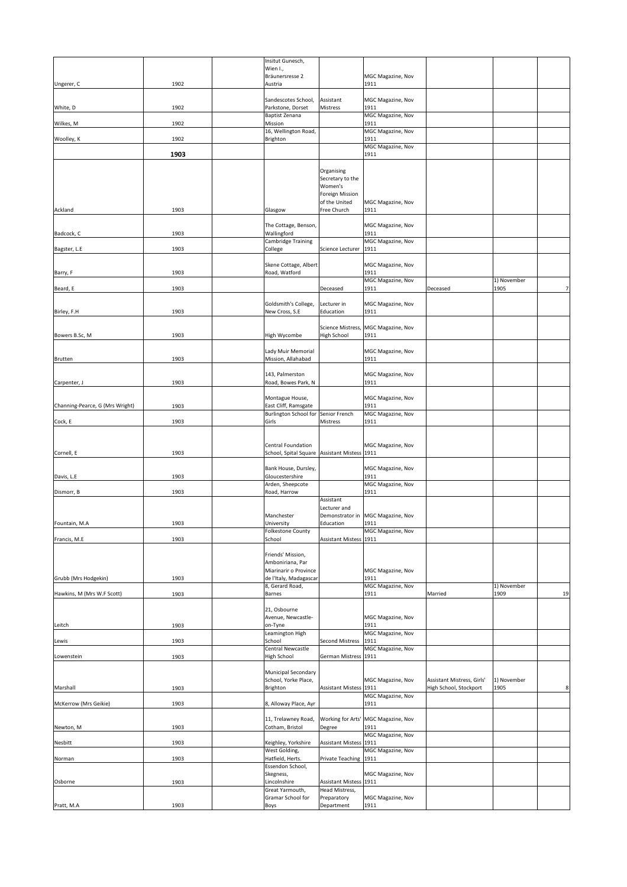| | | | | | | | | |
|---|---|---|---|---|---|---|---|---|
| Ungerer, C | 1902 | | Insitut Gunesch, Wien I., Bräunersresse 2 Austria | | MGC Magazine, Nov 1911 | | | |
| White, D | 1902 | | Sandescotes School, Parkstone, Dorset | Assistant Mistress | MGC Magazine, Nov 1911 | | | |
| Wilkes, M | 1902 | | Baptist Zenana Mission | | MGC Magazine, Nov 1911 | | | |
| Woolley, K | 1902 | | 16, Wellington Road, Brighton | | MGC Magazine, Nov 1911 | | | |
| | **1903** | | | | MGC Magazine, Nov 1911 | | | |
| Ackland | 1903 | | Glasgow | Organising Secretary to the Women's Foreign Mission of the United Free Church | MGC Magazine, Nov 1911 | | | |
| Badcock, C | 1903 | | The Cottage, Benson, Wallingford | | MGC Magazine, Nov 1911 | | | |
| Bagster, L.E | 1903 | | Cambridge Training College | Science Lecturer | MGC Magazine, Nov 1911 | | | |
| Barry, F | 1903 | | Skene Cottage, Albert Road, Watford | | MGC Magazine, Nov 1911 | | | |
| Beard, E | 1903 | | | Deceased | MGC Magazine, Nov 1911 | Deceased | 1) November 1905 | 7 |
| Birley, F.H | 1903 | | Goldsmith's College, New Cross, S.E | Lecturer in Education | MGC Magazine, Nov 1911 | | | |
| Bowers B.Sc, M | 1903 | | High Wycombe | Science Mistress, High School | MGC Magazine, Nov 1911 | | | |
| Brutten | 1903 | | Lady Muir Memorial Mission, Allahabad | | MGC Magazine, Nov 1911 | | | |
| Carpenter, J | 1903 | | 143, Palmerston Road, Bowes Park, N | | MGC Magazine, Nov 1911 | | | |
| Channing-Pearce, G (Mrs Wright) | 1903 | | Montague House, East Cliff, Ramsgate | | MGC Magazine, Nov 1911 | | | |
| Cock, E | 1903 | | Burlington School for Girls | Senior French Mistress | MGC Magazine, Nov 1911 | | | |
| Cornell, E | 1903 | | Central Foundation School, Spital Square | Assistant Mistess | MGC Magazine, Nov 1911 | | | |
| Davis, L.E | 1903 | | Bank House, Dursley, Gloucestershire | | MGC Magazine, Nov 1911 | | | |
| Dismorr, B | 1903 | | Arden, Sheepcote Road, Harrow | | MGC Magazine, Nov 1911 | | | |
| Fountain, M.A | 1903 | | Manchester University | Assistant Lecturer and Demonstrator in Education | MGC Magazine, Nov 1911 | | | |
| Francis, M.E | 1903 | | Folkestone County School | Assistant Mistess | MGC Magazine, Nov 1911 | | | |
| Grubb (Mrs Hodgekin) | 1903 | | Friends' Mission, Amboniriana, Par Miarinarir o Province de l'Italy, Madagascar | | MGC Magazine, Nov 1911 | | | |
| Hawkins, M (Mrs W.F Scott) | 1903 | | 8, Gerard Road, Barnes | | MGC Magazine, Nov 1911 | Married | 1) November 1909 | 19 |
| Leitch | 1903 | | 21, Osbourne Avenue, Newcastle-on-Tyne | | MGC Magazine, Nov 1911 | | | |
| Lewis | 1903 | | Leamington High School | Second Mistress | MGC Magazine, Nov 1911 | | | |
| Lowenstein | 1903 | | Central Newcastle High School | German Mistress | MGC Magazine, Nov 1911 | | | |
| Marshall | 1903 | | Municipal Secondary School, Yorke Place, Brighton | Assistant Mistess | MGC Magazine, Nov 1911 | Assistant Mistress, Girls' High School, Stockport | 1) November 1905 | 8 |
| McKerrow (Mrs Geikie) | 1903 | | 8, Alloway Place, Ayr | | MGC Magazine, Nov 1911 | | | |
| Newton, M | 1903 | | 11, Trelawney Road, Cotham, Bristol | Working for Arts' Degree | MGC Magazine, Nov 1911 | | | |
| Nesbitt | 1903 | | Keighley, Yorkshire | Assistant Mistess | MGC Magazine, Nov 1911 | | | |
| Norman | 1903 | | West Golding, Hatfield, Herts. | Private Teaching | MGC Magazine, Nov 1911 | | | |
| Osborne | 1903 | | Essendon School, Skegness, Lincolnshire | Assistant Mistess | MGC Magazine, Nov 1911 | | | |
| Pratt, M.A | 1903 | | Great Yarmouth, Gramar School for Boys | Head Mistress, Preparatory Department | MGC Magazine, Nov 1911 | | | |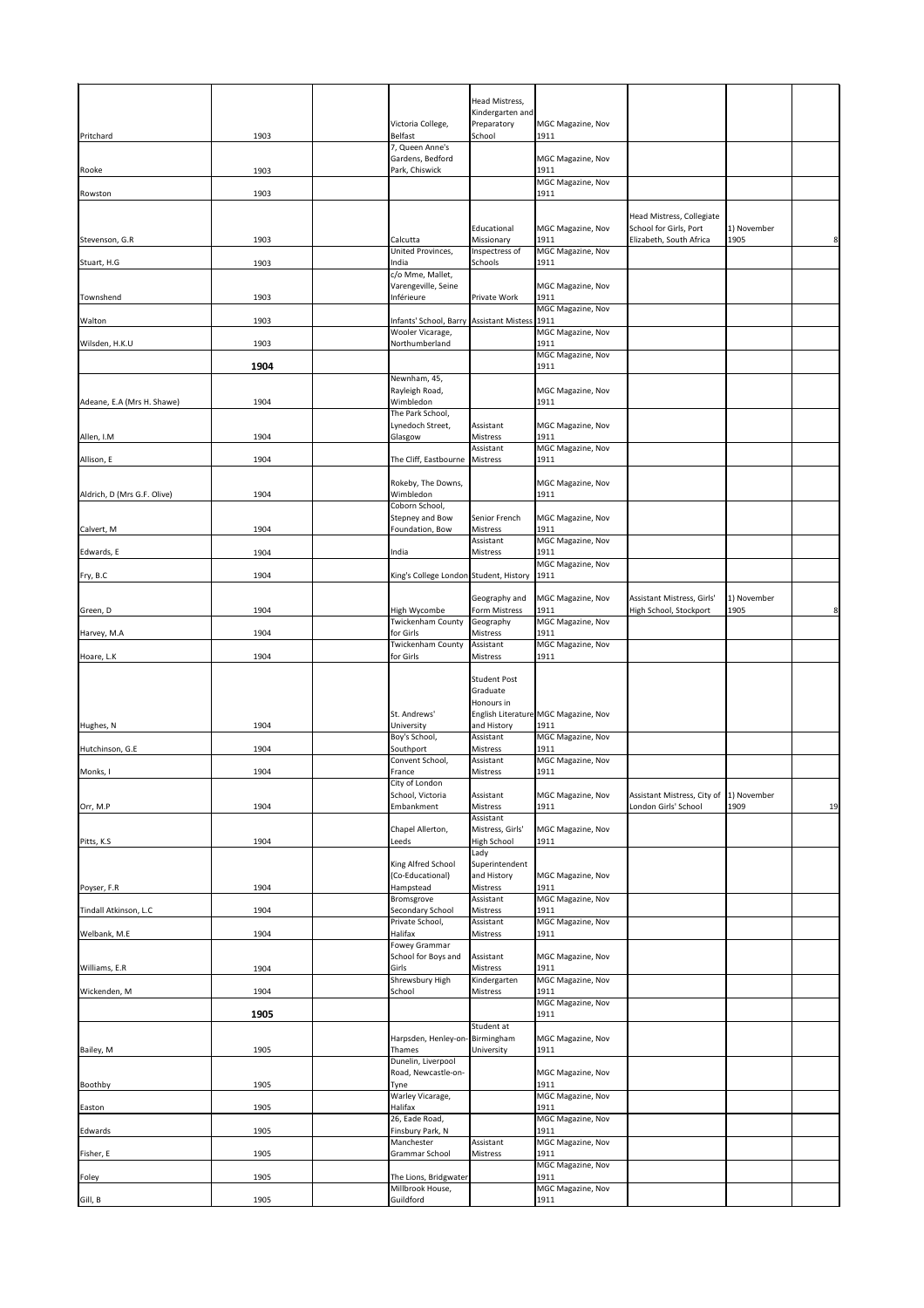|  |  |  |  |  |  |  |  |  |
|---|---|---|---|---|---|---|---|---|
| Pritchard | 1903 |  | Victoria College, Belfast | Head Mistress, Kindergarten and Preparatory School | MGC Magazine, Nov 1911 |  |  |  |
| Rooke | 1903 |  | 7, Queen Anne's Gardens, Bedford Park, Chiswick |  | MGC Magazine, Nov 1911 |  |  |  |
| Rowston | 1903 |  |  |  | MGC Magazine, Nov 1911 |  |  |  |
| Stevenson, G.R | 1903 |  | Calcutta | Educational Missionary | MGC Magazine, Nov 1911 | Head Mistress, Collegiate School for Girls, Port Elizabeth, South Africa | 1) November 1905 | 8 |
| Stuart, H.G | 1903 |  | United Provinces, India | Inspectress of Schools | MGC Magazine, Nov 1911 |  |  |  |
| Townshend | 1903 |  | c/o Mme, Mallet, Varengeville, Seine Inférieure | Private Work | MGC Magazine, Nov 1911 |  |  |  |
| Walton | 1903 |  | Infants' School, Barry | Assistant Mistess | MGC Magazine, Nov 1911 |  |  |  |
| Wilsden, H.K.U | 1903 |  | Wooler Vicarage, Northumberland |  | MGC Magazine, Nov 1911 |  |  |  |
|  | **1904** |  |  |  | MGC Magazine, Nov 1911 |  |  |  |
| Adeane, E.A (Mrs H. Shawe) | 1904 |  | Newnham, 45, Rayleigh Road, Wimbledon |  | MGC Magazine, Nov 1911 |  |  |  |
| Allen, I.M | 1904 |  | The Park School, Lynedoch Street, Glasgow | Assistant Mistress | MGC Magazine, Nov 1911 |  |  |  |
| Allison, E | 1904 |  | The Cliff, Eastbourne | Assistant Mistress | MGC Magazine, Nov 1911 |  |  |  |
| Aldrich, D (Mrs G.F. Olive) | 1904 |  | Rokeby, The Downs, Wimbledon |  | MGC Magazine, Nov 1911 |  |  |  |
| Calvert, M | 1904 |  | Coborn School, Stepney and Bow Foundation, Bow | Senior French Mistress | MGC Magazine, Nov 1911 |  |  |  |
| Edwards, E | 1904 |  | India | Assistant Mistress | MGC Magazine, Nov 1911 |  |  |  |
| Fry, B.C | 1904 |  | King's College London | Student, History | MGC Magazine, Nov 1911 |  |  |  |
| Green, D | 1904 |  | High Wycombe | Geography and Form Mistress | MGC Magazine, Nov 1911 | Assistant Mistress, Girls' High School, Stockport | 1) November 1905 | 8 |
| Harvey, M.A | 1904 |  | Twickenham County for Girls | Geography Mistress | MGC Magazine, Nov 1911 |  |  |  |
| Hoare, L.K | 1904 |  | Twickenham County for Girls | Assistant Mistress | MGC Magazine, Nov 1911 |  |  |  |
| Hughes, N | 1904 |  | St. Andrews' University | Student Post Graduate Honours in English Literature and History | MGC Magazine, Nov 1911 |  |  |  |
| Hutchinson, G.E | 1904 |  | Boy's School, Southport | Assistant Mistress | MGC Magazine, Nov 1911 |  |  |  |
| Monks, I | 1904 |  | Convent School, France | Assistant Mistress | MGC Magazine, Nov 1911 |  |  |  |
| Orr, M.P | 1904 |  | City of London School, Victoria Embankment | Assistant Mistress | MGC Magazine, Nov 1911 | Assistant Mistress, City of London Girls' School | 1) November 1909 | 19 |
| Pitts, K.S | 1904 |  | Chapel Allerton, Leeds | Assistant Mistress, Girls' High School | MGC Magazine, Nov 1911 |  |  |  |
| Poyser, F.R | 1904 |  | King Alfred School (Co-Educational) Hampstead | Lady Superintendent and History Mistress | MGC Magazine, Nov 1911 |  |  |  |
| Tindall Atkinson, L.C | 1904 |  | Bromsgrove Secondary School | Assistant Mistress | MGC Magazine, Nov 1911 |  |  |  |
| Welbank, M.E | 1904 |  | Private School, Halifax | Assistant Mistress | MGC Magazine, Nov 1911 |  |  |  |
| Williams, E.R | 1904 |  | Fowey Grammar School for Boys and Girls | Assistant Mistress | MGC Magazine, Nov 1911 |  |  |  |
| Wickenden, M | 1904 |  | Shrewsbury High School | Kindergarten Mistress | MGC Magazine, Nov 1911 |  |  |  |
|  | **1905** |  |  |  | MGC Magazine, Nov 1911 |  |  |  |
| Bailey, M | 1905 |  | Harpsden, Henley-on-Thames | Student at Birmingham University | MGC Magazine, Nov 1911 |  |  |  |
| Boothby | 1905 |  | Dunelin, Liverpool Road, Newcastle-on-Tyne |  | MGC Magazine, Nov 1911 |  |  |  |
| Easton | 1905 |  | Warley Vicarage, Halifax |  | MGC Magazine, Nov 1911 |  |  |  |
| Edwards | 1905 |  | 26, Eade Road, Finsbury Park, N |  | MGC Magazine, Nov 1911 |  |  |  |
| Fisher, E | 1905 |  | Manchester Grammar School | Assistant Mistress | MGC Magazine, Nov 1911 |  |  |  |
| Foley | 1905 |  | The Lions, Bridgwater |  | MGC Magazine, Nov 1911 |  |  |  |
| Gill, B | 1905 |  | Millbrook House, Guildford |  | MGC Magazine, Nov 1911 |  |  |  |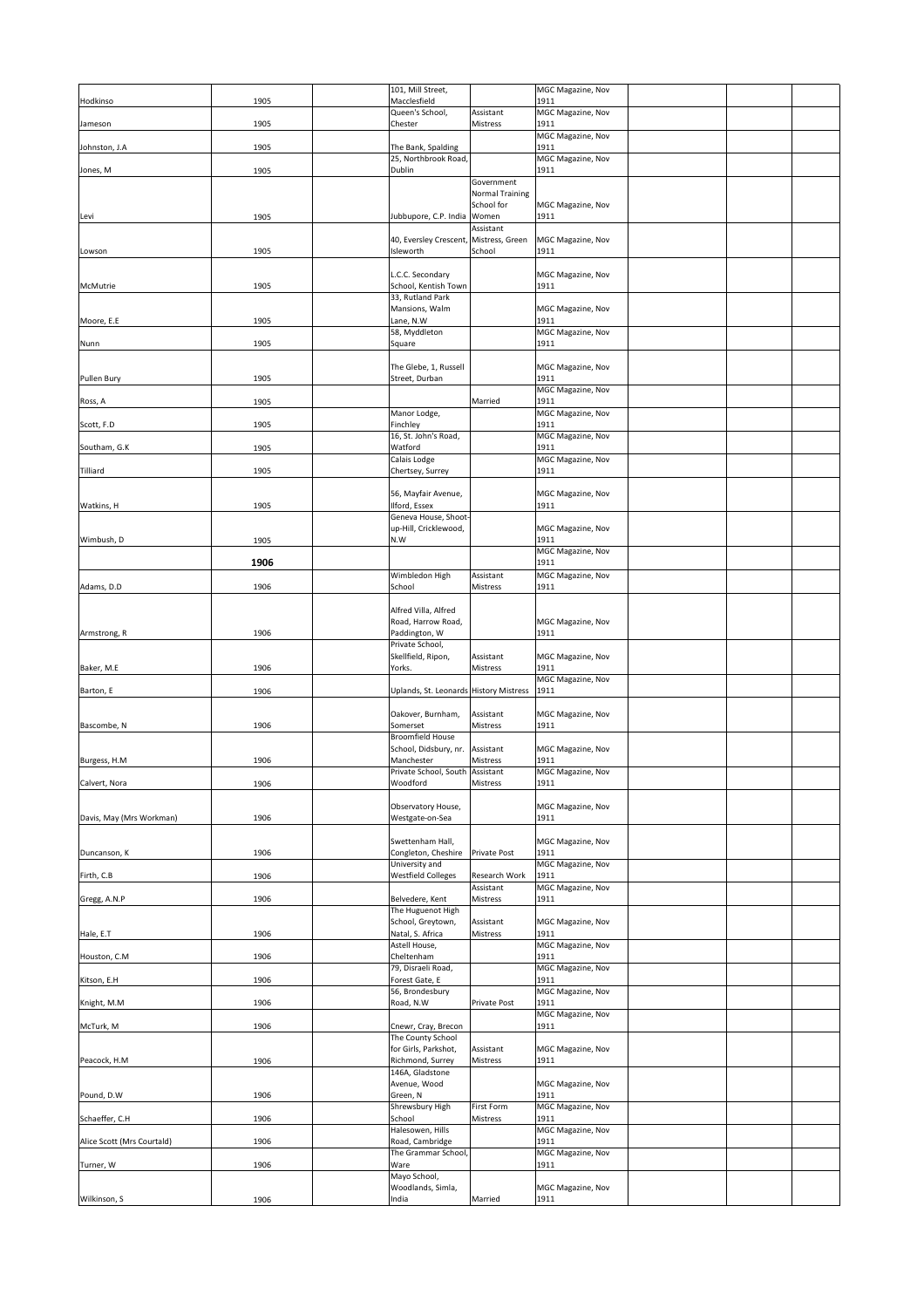| | | | | | | | | |
|---|---|---|---|---|---|---|---|---|
| Hodkinso | 1905 | | 101, Mill Street, Macclesfield | | MGC Magazine, Nov 1911 | | | |
| Jameson | 1905 | | Queen's School, Chester | Assistant Mistress | MGC Magazine, Nov 1911 | | | |
| Johnston, J.A | 1905 | | The Bank, Spalding | | MGC Magazine, Nov 1911 | | | |
| Jones, M | 1905 | | 25, Northbrook Road, Dublin | | MGC Magazine, Nov 1911 | | | |
| Levi | 1905 | | Jubbupore, C.P. India | Government Normal Training School for Women | MGC Magazine, Nov 1911 | | | |
| Lowson | 1905 | | 40, Eversley Crescent, Isleworth | Assistant Mistress, Green School | MGC Magazine, Nov 1911 | | | |
| McMutrie | 1905 | | L.C.C. Secondary School, Kentish Town | | MGC Magazine, Nov 1911 | | | |
| Moore, E.E | 1905 | | 33, Rutland Park Mansions, Walm Lane, N.W | | MGC Magazine, Nov 1911 | | | |
| Nunn | 1905 | | 58, Myddleton Square | | MGC Magazine, Nov 1911 | | | |
| Pullen Bury | 1905 | | The Glebe, 1, Russell Street, Durban | | MGC Magazine, Nov 1911 | | | |
| Ross, A | 1905 | | | Married | MGC Magazine, Nov 1911 | | | |
| Scott, F.D | 1905 | | Manor Lodge, Finchley | | MGC Magazine, Nov 1911 | | | |
| Southam, G.K | 1905 | | 16, St. John's Road, Watford | | MGC Magazine, Nov 1911 | | | |
| Tilliard | 1905 | | Calais Lodge Chertsey, Surrey | | MGC Magazine, Nov 1911 | | | |
| Watkins, H | 1905 | | 56, Mayfair Avenue, Ilford, Essex | | MGC Magazine, Nov 1911 | | | |
| Wimbush, D | 1905 | | Geneva House, Shoot-up-Hill, Cricklewood, N.W | | MGC Magazine, Nov 1911 | | | |
| | **1906** | | | | MGC Magazine, Nov 1911 | | | |
| Adams, D.D | 1906 | | Wimbledon High School | Assistant Mistress | MGC Magazine, Nov 1911 | | | |
| Armstrong, R | 1906 | | Alfred Villa, Alfred Road, Harrow Road, Paddington, W | | MGC Magazine, Nov 1911 | | | |
| Baker, M.E | 1906 | | Private School, Skellfield, Ripon, Yorks. | Assistant Mistress | MGC Magazine, Nov 1911 | | | |
| Barton, E | 1906 | | Uplands, St. Leonards | History Mistress | MGC Magazine, Nov 1911 | | | |
| Bascombe, N | 1906 | | Oakover, Burnham, Somerset | Assistant Mistress | MGC Magazine, Nov 1911 | | | |
| Burgess, H.M | 1906 | | Broomfield House School, Didsbury, nr. Manchester | Assistant Mistress | MGC Magazine, Nov 1911 | | | |
| Calvert, Nora | 1906 | | Private School, South Woodford | Assistant Mistress | MGC Magazine, Nov 1911 | | | |
| Davis, May (Mrs Workman) | 1906 | | Observatory House, Westgate-on-Sea | | MGC Magazine, Nov 1911 | | | |
| Duncanson, K | 1906 | | Swettenham Hall, Congleton, Cheshire | Private Post | MGC Magazine, Nov 1911 | | | |
| Firth, C.B | 1906 | | University and Westfield Colleges | Research Work | MGC Magazine, Nov 1911 | | | |
| Gregg, A.N.P | 1906 | | Belvedere, Kent | Assistant Mistress | MGC Magazine, Nov 1911 | | | |
| Hale, E.T | 1906 | | The Huguenot High School, Greytown, Natal, S. Africa | Assistant Mistress | MGC Magazine, Nov 1911 | | | |
| Houston, C.M | 1906 | | Astell House, Cheltenham | | MGC Magazine, Nov 1911 | | | |
| Kitson, E.H | 1906 | | 79, Disraeli Road, Forest Gate, E | | MGC Magazine, Nov 1911 | | | |
| Knight, M.M | 1906 | | 56, Brondesbury Road, N.W | Private Post | MGC Magazine, Nov 1911 | | | |
| McTurk, M | 1906 | | Cnewr, Cray, Brecon | | MGC Magazine, Nov 1911 | | | |
| Peacock, H.M | 1906 | | The County School for Girls, Parkshot, Richmond, Surrey | Assistant Mistress | MGC Magazine, Nov 1911 | | | |
| Pound, D.W | 1906 | | 146A, Gladstone Avenue, Wood Green, N | | MGC Magazine, Nov 1911 | | | |
| Schaeffer, C.H | 1906 | | Shrewsbury High School | First Form Mistress | MGC Magazine, Nov 1911 | | | |
| Alice Scott (Mrs Courtald) | 1906 | | Halesowen, Hills Road, Cambridge | | MGC Magazine, Nov 1911 | | | |
| Turner, W | 1906 | | The Grammar School, Ware | | MGC Magazine, Nov 1911 | | | |
| Wilkinson, S | 1906 | | Mayo School, Woodlands, Simla, India | Married | MGC Magazine, Nov 1911 | | | |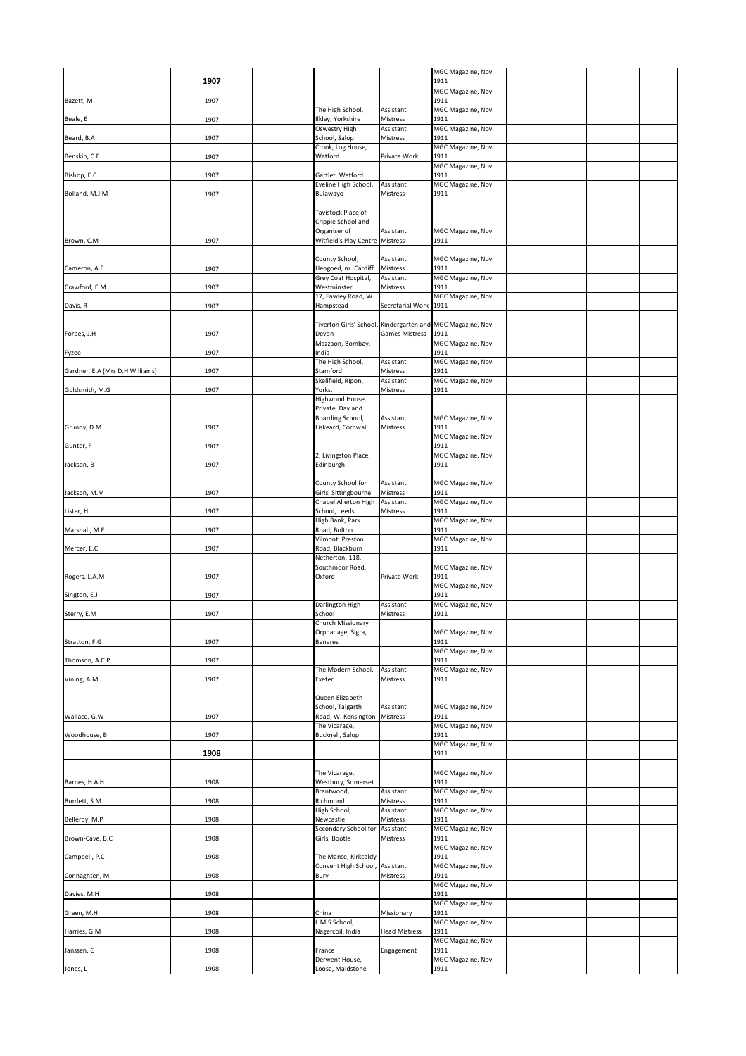|  | 1907 |  |  |  | MGC Magazine, Nov 1911 |  |  |  |
|---|---|---|---|---|---|---|---|---|
| Bazett, M | 1907 |  |  |  | MGC Magazine, Nov 1911 |  |  |  |
| Beale, E | 1907 |  | The High School, Ilkley, Yorkshire | Assistant Mistress | MGC Magazine, Nov 1911 |  |  |  |
| Beard, B.A | 1907 |  | Oswestry High School, Salop | Assistant Mistress | MGC Magazine, Nov 1911 |  |  |  |
| Benskin, C.E | 1907 |  | Crook, Log House, Watford | Private Work | MGC Magazine, Nov 1911 |  |  |  |
| Bishop, E.C | 1907 |  | Gartlet, Watford |  | MGC Magazine, Nov 1911 |  |  |  |
| Bolland, M.J.M | 1907 |  | Eveline High School, Bulawayo | Assistant Mistress | MGC Magazine, Nov 1911 |  |  |  |
| Brown, C.M | 1907 |  | Tavistock Place of Cripple School and Organiser of Witfield's Play Centre | Assistant Mistress | MGC Magazine, Nov 1911 |  |  |  |
| Cameron, A.E | 1907 |  | County School, Hengoed, nr. Cardiff | Assistant Mistress | MGC Magazine, Nov 1911 |  |  |  |
| Crawford, E.M | 1907 |  | Grey Coat Hospital, Westminster | Assistant Mistress | MGC Magazine, Nov 1911 |  |  |  |
| Davis, R | 1907 |  | 17, Fawley Road, W. Hampstead | Secretarial Work | 1911 |  |  |  |
| Forbes, J.H | 1907 |  | Tiverton Girls' School, Devon | Kindergarten and Games Mistress | MGC Magazine, Nov 1911 |  |  |  |
| Fyzee | 1907 |  | Mazzaon, Bombay, India |  | MGC Magazine, Nov 1911 |  |  |  |
| Gardner, E.A (Mrs D.H Williams) | 1907 |  | The High School, Stamford | Assistant Mistress | MGC Magazine, Nov 1911 |  |  |  |
| Goldsmith, M.G | 1907 |  | Skellfield, Ripon, Yorks. | Assistant Mistress | MGC Magazine, Nov 1911 |  |  |  |
| Grundy, D.M | 1907 |  | Highwood House, Private, Day and Boarding School, Liskeard, Cornwall | Assistant Mistress | MGC Magazine, Nov 1911 |  |  |  |
| Gunter, F | 1907 |  |  |  | MGC Magazine, Nov 1911 |  |  |  |
| Jackson, B | 1907 |  | 2, Livingston Place, Edinburgh |  | MGC Magazine, Nov 1911 |  |  |  |
| Jackson, M.M | 1907 |  | County School for Girls, Sittingbourne | Assistant Mistress | MGC Magazine, Nov 1911 |  |  |  |
| Lister, H | 1907 |  | Chapel Allerton High School, Leeds | Assistant Mistress | MGC Magazine, Nov 1911 |  |  |  |
| Marshall, M.E | 1907 |  | High Bank, Park Road, Bolton |  | MGC Magazine, Nov 1911 |  |  |  |
| Mercer, E.C | 1907 |  | Vilmont, Preston Road, Blackburn |  | MGC Magazine, Nov 1911 |  |  |  |
| Rogers, L.A.M | 1907 |  | Netherton, 118, Southmoor Road, Oxford | Private Work | MGC Magazine, Nov 1911 |  |  |  |
| Sington, E.J | 1907 |  |  |  | MGC Magazine, Nov 1911 |  |  |  |
| Sterry, E.M | 1907 |  | Darlington High School | Assistant Mistress | MGC Magazine, Nov 1911 |  |  |  |
| Stratton, F.G | 1907 |  | Church Missionary Orphanage, Sigra, Benares |  | MGC Magazine, Nov 1911 |  |  |  |
| Thomson, A.C.P | 1907 |  |  |  | MGC Magazine, Nov 1911 |  |  |  |
| Vining, A.M | 1907 |  | The Modern School, Exeter | Assistant Mistress | MGC Magazine, Nov 1911 |  |  |  |
| Wallace, G.W | 1907 |  | Queen Elizabeth School, Talgarth Road, W. Kensington | Assistant Mistress | MGC Magazine, Nov 1911 |  |  |  |
| Woodhouse, B | 1907 |  | The Vicarage, Bucknell, Salop |  | MGC Magazine, Nov 1911 |  |  |  |
|  | 1908 |  |  |  | MGC Magazine, Nov 1911 |  |  |  |
| Barnes, H.A.H | 1908 |  | The Vicarage, Westbury, Somerset |  | MGC Magazine, Nov 1911 |  |  |  |
| Burdett, S.M | 1908 |  | Brantwood, Richmond | Assistant Mistress | MGC Magazine, Nov 1911 |  |  |  |
| Bellerby, M.P | 1908 |  | High School, Newcastle | Assistant Mistress | MGC Magazine, Nov 1911 |  |  |  |
| Brown-Cave, B.C | 1908 |  | Secondary School for Girls, Bootle | Assistant Mistress | MGC Magazine, Nov 1911 |  |  |  |
| Campbell, P.C | 1908 |  | The Manse, Kirkcaldy |  | MGC Magazine, Nov 1911 |  |  |  |
| Connaghten, M | 1908 |  | Convent High School, Bury | Assistant Mistress | MGC Magazine, Nov 1911 |  |  |  |
| Davies, M.H | 1908 |  |  |  | MGC Magazine, Nov 1911 |  |  |  |
| Green, M.H | 1908 |  | China | Missionary | MGC Magazine, Nov 1911 |  |  |  |
| Harries, G.M | 1908 |  | L.M.S School, Nagercoil, India | Head Mistress | MGC Magazine, Nov 1911 |  |  |  |
| Janssen, G | 1908 |  | France | Engagement | MGC Magazine, Nov 1911 |  |  |  |
| Jones, L | 1908 |  | Derwent House, Loose, Maidstone |  | MGC Magazine, Nov 1911 |  |  |  |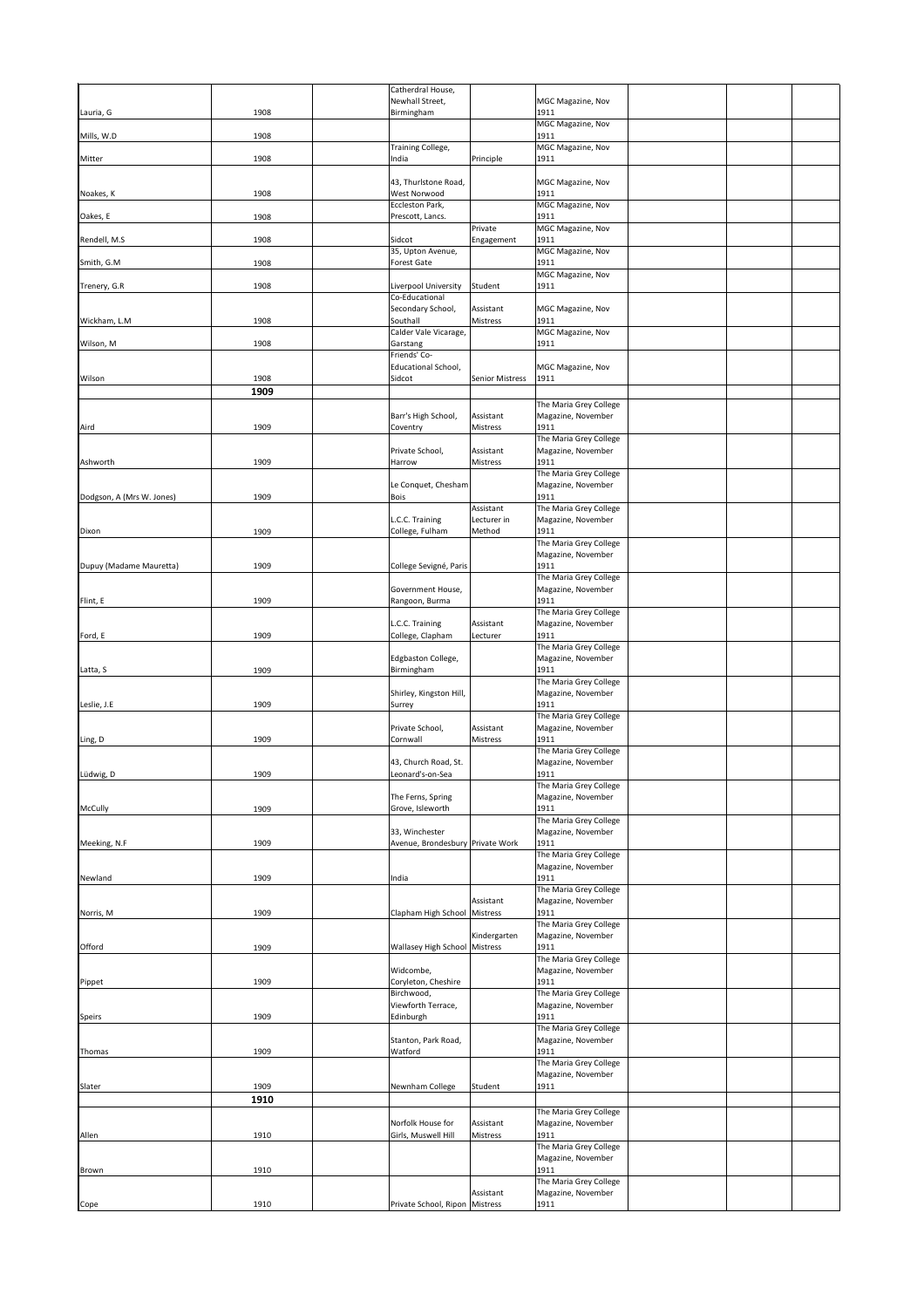|  |  |  |  |  |  |  |  |  |
|---|---|---|---|---|---|---|---|---|
| Lauria, G | 1908 |  | Catherdral House, Newhall Street, Birmingham |  | MGC Magazine, Nov 1911 |  |  |  |
| Mills, W.D | 1908 |  |  |  | MGC Magazine, Nov 1911 |  |  |  |
| Mitter | 1908 |  | Training College, India | Principle | MGC Magazine, Nov 1911 |  |  |  |
| Noakes, K | 1908 |  | 43, Thurlstone Road, West Norwood |  | MGC Magazine, Nov 1911 |  |  |  |
| Oakes, E | 1908 |  | Eccleston Park, Prescott, Lancs. |  | MGC Magazine, Nov 1911 |  |  |  |
| Rendell, M.S | 1908 |  | Sidcot | Private Engagement | MGC Magazine, Nov 1911 |  |  |  |
| Smith, G.M | 1908 |  | 35, Upton Avenue, Forest Gate |  | MGC Magazine, Nov 1911 |  |  |  |
| Trenery, G.R | 1908 |  | Liverpool University | Student | MGC Magazine, Nov 1911 |  |  |  |
| Wickham, L.M | 1908 |  | Co-Educational Secondary School, Southall | Assistant Mistress | MGC Magazine, Nov 1911 |  |  |  |
| Wilson, M | 1908 |  | Calder Vale Vicarage, Garstang |  | MGC Magazine, Nov 1911 |  |  |  |
| Wilson | 1908 |  | Friends' Co-Educational School, Sidcot | Senior Mistress | MGC Magazine, Nov 1911 |  |  |  |
|  | **1909** |  |  |  |  |  |  |  |
| Aird | 1909 |  | Barr's High School, Coventry | Assistant Mistress | The Maria Grey College Magazine, November 1911 |  |  |  |
| Ashworth | 1909 |  | Private School, Harrow | Assistant Mistress | The Maria Grey College Magazine, November 1911 |  |  |  |
| Dodgson, A (Mrs W. Jones) | 1909 |  | Le Conquet, Chesham Bois |  | The Maria Grey College Magazine, November 1911 |  |  |  |
| Dixon | 1909 |  | L.C.C. Training College, Fulham | Assistant Lecturer in Method | The Maria Grey College Magazine, November 1911 |  |  |  |
| Dupuy (Madame Mauretta) | 1909 |  | College Sevigné, Paris |  | The Maria Grey College Magazine, November 1911 |  |  |  |
| Flint, E | 1909 |  | Government House, Rangoon, Burma |  | The Maria Grey College Magazine, November 1911 |  |  |  |
| Ford, E | 1909 |  | L.C.C. Training College, Clapham | Assistant Lecturer | The Maria Grey College Magazine, November 1911 |  |  |  |
| Latta, S | 1909 |  | Edgbaston College, Birmingham |  | The Maria Grey College Magazine, November 1911 |  |  |  |
| Leslie, J.E | 1909 |  | Shirley, Kingston Hill, Surrey |  | The Maria Grey College Magazine, November 1911 |  |  |  |
| Ling, D | 1909 |  | Private School, Cornwall | Assistant Mistress | The Maria Grey College Magazine, November 1911 |  |  |  |
| Lüdwig, D | 1909 |  | 43, Church Road, St. Leonard's-on-Sea |  | The Maria Grey College Magazine, November 1911 |  |  |  |
| McCully | 1909 |  | The Ferns, Spring Grove, Isleworth |  | The Maria Grey College Magazine, November 1911 |  |  |  |
| Meeking, N.F | 1909 |  | 33, Winchester Avenue, Brondesbury | Private Work | The Maria Grey College Magazine, November 1911 |  |  |  |
| Newland | 1909 |  | India |  | The Maria Grey College Magazine, November 1911 |  |  |  |
| Norris, M | 1909 |  | Clapham High School | Assistant Mistress | The Maria Grey College Magazine, November 1911 |  |  |  |
| Offord | 1909 |  | Wallasey High School | Kindergarten Mistress | The Maria Grey College Magazine, November 1911 |  |  |  |
| Pippet | 1909 |  | Widcombe, Coryleton, Cheshire |  | The Maria Grey College Magazine, November 1911 |  |  |  |
| Speirs | 1909 |  | Birchwood, Viewforth Terrace, Edinburgh |  | The Maria Grey College Magazine, November 1911 |  |  |  |
| Thomas | 1909 |  | Stanton, Park Road, Watford |  | The Maria Grey College Magazine, November 1911 |  |  |  |
| Slater | 1909 |  | Newnham College | Student | The Maria Grey College Magazine, November 1911 |  |  |  |
|  | **1910** |  |  |  |  |  |  |  |
| Allen | 1910 |  | Norfolk House for Girls, Muswell Hill | Assistant Mistress | The Maria Grey College Magazine, November 1911 |  |  |  |
| Brown | 1910 |  |  |  | The Maria Grey College Magazine, November 1911 |  |  |  |
| Cope | 1910 |  | Private School, Ripon | Assistant Mistress | The Maria Grey College Magazine, November 1911 |  |  |  |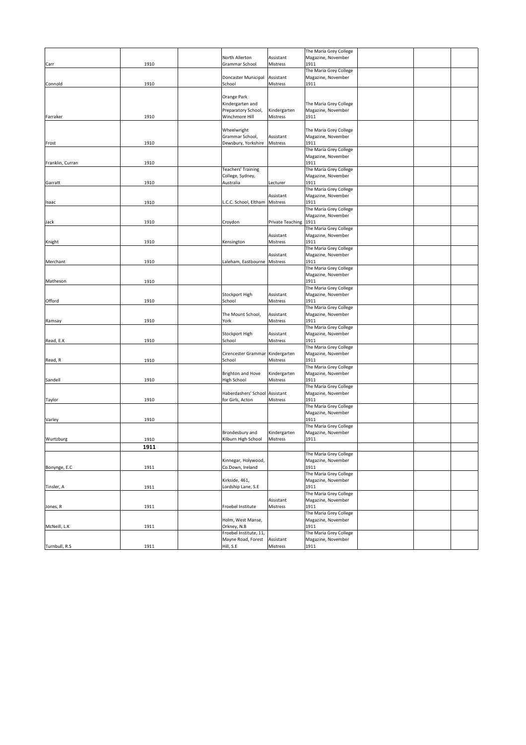| | | | | | | | | |
|---|---|---|---|---|---|---|---|---|
| Carr | 1910 | | North Allerton Grammar School | Assistant Mistress | The Maria Grey College Magazine, November 1911 | | | |
| Connold | 1910 | | Doncaster Municipal School | Assistant Mistress | The Maria Grey College Magazine, November 1911 | | | |
| Farraker | 1910 | | Orange Park Kindergarten and Preparatory School, Winchmore Hill | Kindergarten Mistress | The Maria Grey College Magazine, November 1911 | | | |
| Frost | 1910 | | Wheelwright Grammar School, Dewsbury, Yorkshire | Assistant Mistress | The Maria Grey College Magazine, November 1911 | | | |
| Franklin, Curran | 1910 | | | | The Maria Grey College Magazine, November 1911 | | | |
| Garratt | 1910 | | Teachers' Training College, Sydney, Australia | Lecturer | The Maria Grey College Magazine, November 1911 | | | |
| Isaac | 1910 | | L.C.C. School, Eltham | Assistant Mistress | The Maria Grey College Magazine, November 1911 | | | |
| Jack | 1910 | | Croydon | Private Teaching | The Maria Grey College Magazine, November 1911 | | | |
| Knight | 1910 | | Kensington | Assistant Mistress | The Maria Grey College Magazine, November 1911 | | | |
| Merchant | 1910 | | Laleham, Eastbourne | Assistant Mistress | The Maria Grey College Magazine, November 1911 | | | |
| Matheson | 1910 | | | | The Maria Grey College Magazine, November 1911 | | | |
| Offord | 1910 | | Stockport High School | Assistant Mistress | The Maria Grey College Magazine, November 1911 | | | |
| Ramsay | 1910 | | The Mount School, York | Assistant Mistress | The Maria Grey College Magazine, November 1911 | | | |
| Read, E.K | 1910 | | Stockport High School | Assistant Mistress | The Maria Grey College Magazine, November 1911 | | | |
| Read, R | 1910 | | Cirencester Grammar School | Kindergarten Mistress | The Maria Grey College Magazine, November 1911 | | | |
| Sandell | 1910 | | Brighton and Hove High School | Kindergarten Mistress | The Maria Grey College Magazine, November 1911 | | | |
| Taylor | 1910 | | Haberdashers' School for Girls, Acton | Assistant Mistress | The Maria Grey College Magazine, November 1911 | | | |
| Varley | 1910 | | | | The Maria Grey College Magazine, November 1911 | | | |
| Wurtzburg | 1910 | | Brondesbury and Kilburn High School | Kindergarten Mistress | The Maria Grey College Magazine, November 1911 | | | |
| | **1911** | | | | | | | |
| Bonynge, E.C | 1911 | | Kinnegar, Holywood, Co.Down, Ireland | | The Maria Grey College Magazine, November 1911 | | | |
| Tinsler, A | 1911 | | Kirkside, 461, Lordship Lane, S.E | | The Maria Grey College Magazine, November 1911 | | | |
| Jones, R | 1911 | | Froebel Institute | Assistant Mistress | The Maria Grey College Magazine, November 1911 | | | |
| McNeill, L.K | 1911 | | Holm, West Manse, Orkney, N.B | | The Maria Grey College Magazine, November 1911 | | | |
| Turnbull, R.S | 1911 | | Froebel Institute, 11, Mayne Road, Forest Hill, S.E | Assistant Mistress | The Maria Grey College Magazine, November 1911 | | | |